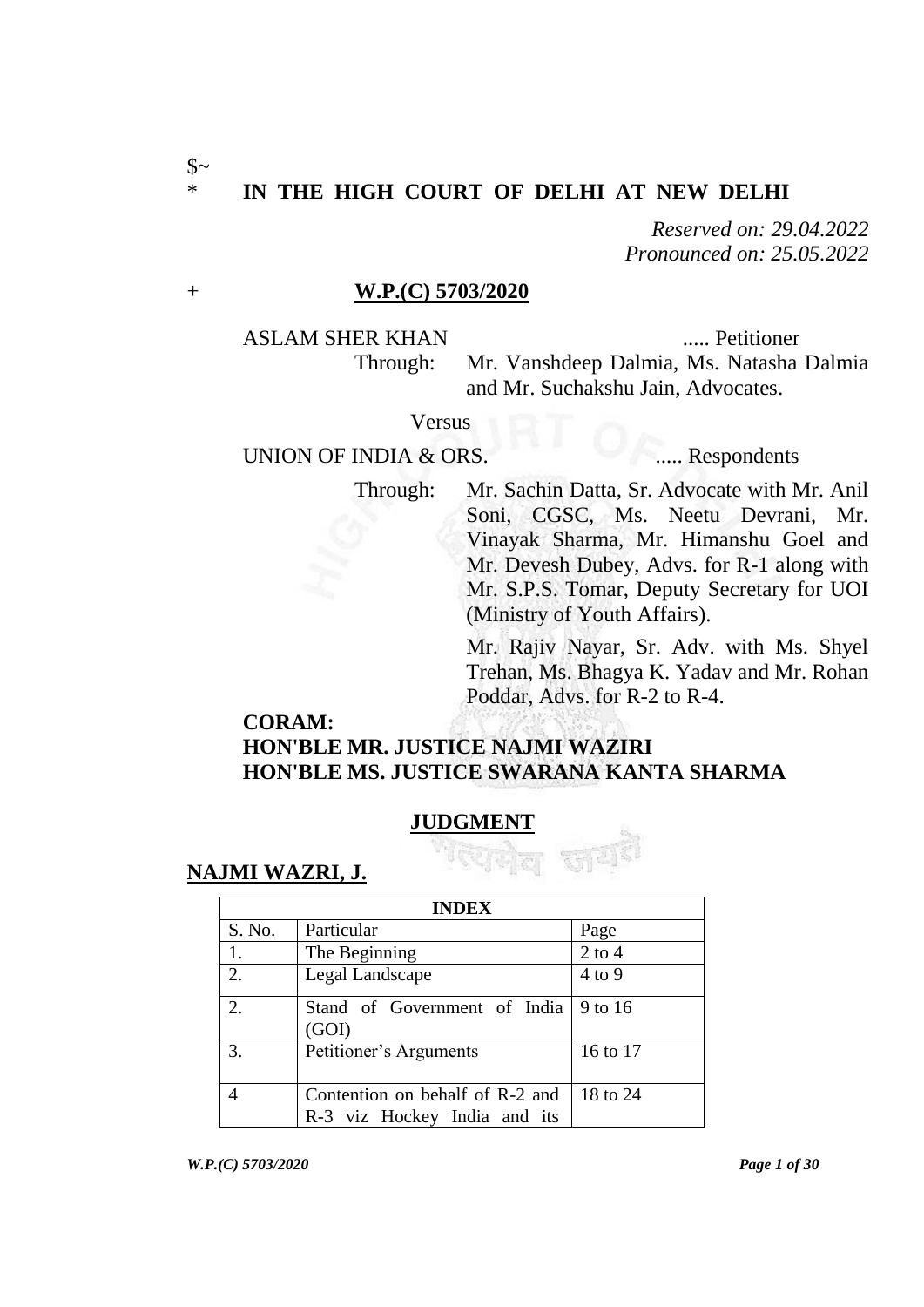$~

\* **IN THE HIGH COURT OF DELHI AT NEW DELHI**

*Reserved on: 29.04.2022*
*Pronounced on: 25.05.2022*

\+ **W.P.(C) 5703/2020**

ASLAM SHER KHAN ..... Petitioner

Through: Mr. Vanshdeep Dalmia, Ms. Natasha Dalmia and Mr. Suchakshu Jain, Advocates.

Versus

UNION OF INDIA & ORS. ..... Respondents

Through: Mr. Sachin Datta, Sr. Advocate with Mr. Anil Soni, CGSC, Ms. Neetu Devrani, Mr. Vinayak Sharma, Mr. Himanshu Goel and Mr. Devesh Dubey, Advs. for R-1 along with Mr. S.P.S. Tomar, Deputy Secretary for UOI (Ministry of Youth Affairs).

Mr. Rajiv Nayar, Sr. Adv. with Ms. Shyel Trehan, Ms. Bhagya K. Yadav and Mr. Rohan Poddar, Advs. for R-2 to R-4.

**CORAM:**
**HON'BLE MR. JUSTICE NAJMI WAZIRI**
**HON'BLE MS. JUSTICE SWARANA KANTA SHARMA**

## JUDGMENT

**NAJMI WAZRI, J.**

| INDEX | | |
|---|---|---|
| S. No. | Particular | Page |
| 1. | The Beginning | 2 to 4 |
| 2. | Legal Landscape | 4 to 9 |
| 2. | Stand of Government of India (GOI) | 9 to 16 |
| 3. | Petitioner's Arguments | 16 to 17 |
| 4 | Contention on behalf of R-2 and R-3 viz Hockey India and its | 18 to 24 |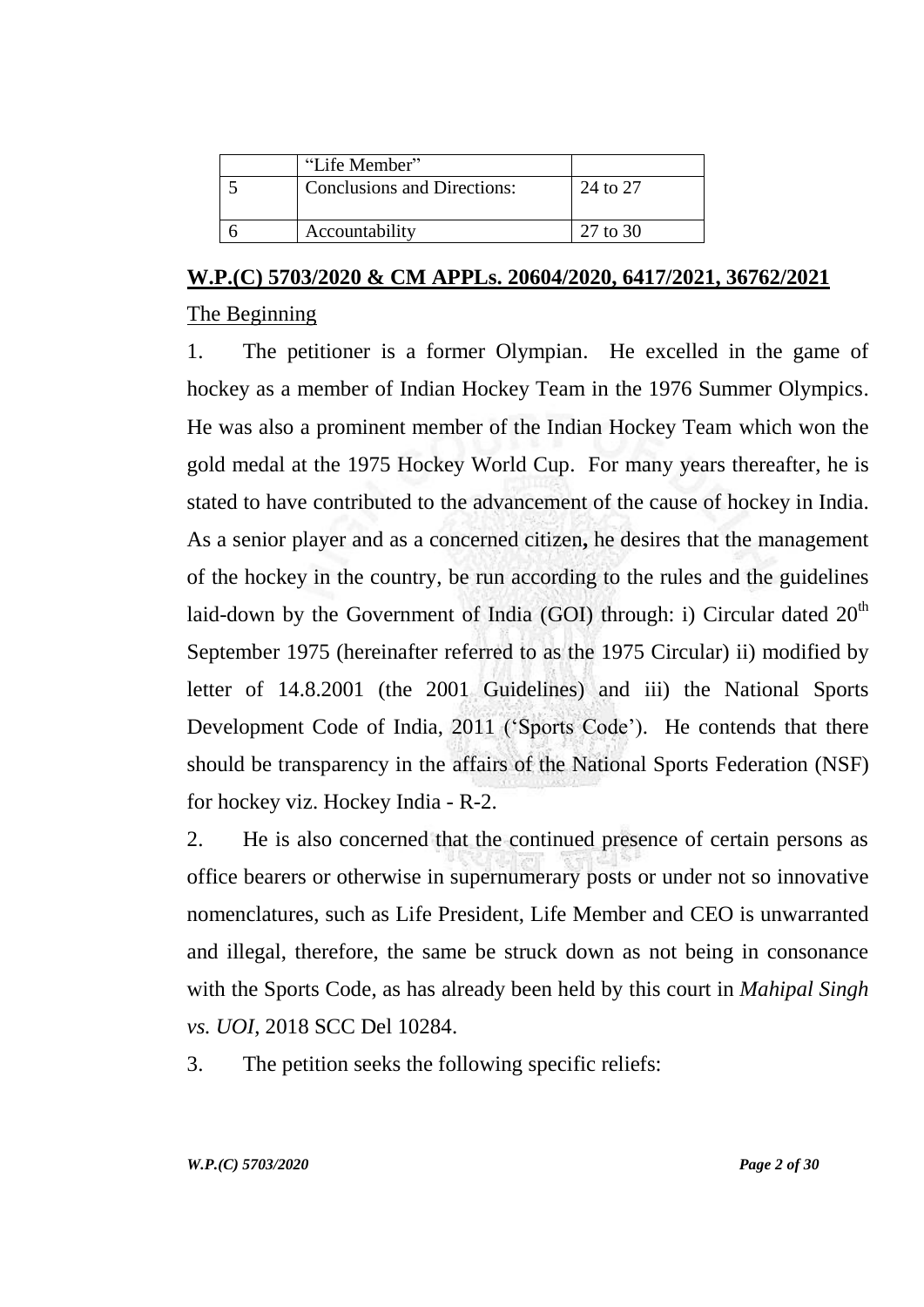|  | "Life Member" |  |
|---|---|---|
| 5 | Conclusions and Directions: | 24 to 27 |
| 6 | Accountability | 27 to 30 |

**W.P.(C) 5703/2020 & CM APPLs. 20604/2020, 6417/2021, 36762/2021**

The Beginning

1. The petitioner is a former Olympian. He excelled in the game of hockey as a member of Indian Hockey Team in the 1976 Summer Olympics. He was also a prominent member of the Indian Hockey Team which won the gold medal at the 1975 Hockey World Cup. For many years thereafter, he is stated to have contributed to the advancement of the cause of hockey in India. As a senior player and as a concerned citizen**,** he desires that the management of the hockey in the country, be run according to the rules and the guidelines laid-down by the Government of India (GOI) through: i) Circular dated 20th September 1975 (hereinafter referred to as the 1975 Circular) ii) modified by letter of 14.8.2001 (the 2001 Guidelines) and iii) the National Sports Development Code of India, 2011 ('Sports Code'). He contends that there should be transparency in the affairs of the National Sports Federation (NSF) for hockey viz. Hockey India - R-2.

2. He is also concerned that the continued presence of certain persons as office bearers or otherwise in supernumerary posts or under not so innovative nomenclatures, such as Life President, Life Member and CEO is unwarranted and illegal, therefore, the same be struck down as not being in consonance with the Sports Code, as has already been held by this court in *Mahipal Singh vs. UOI*, 2018 SCC Del 10284.

3. The petition seeks the following specific reliefs: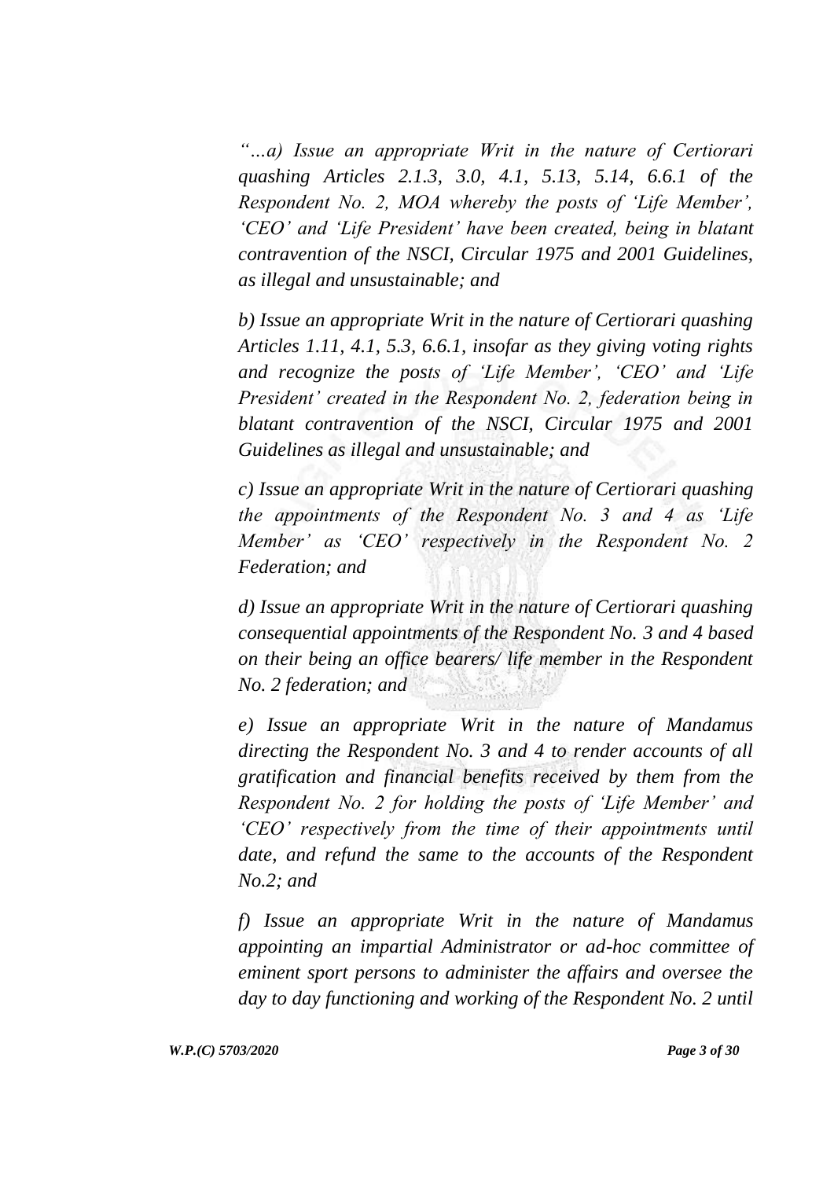*"…a) Issue an appropriate Writ in the nature of Certiorari quashing Articles 2.1.3, 3.0, 4.1, 5.13, 5.14, 6.6.1 of the Respondent No. 2, MOA whereby the posts of 'Life Member', 'CEO' and 'Life President' have been created, being in blatant contravention of the NSCI, Circular 1975 and 2001 Guidelines, as illegal and unsustainable; and*

*b) Issue an appropriate Writ in the nature of Certiorari quashing Articles 1.11, 4.1, 5.3, 6.6.1, insofar as they giving voting rights and recognize the posts of 'Life Member', 'CEO' and 'Life President' created in the Respondent No. 2, federation being in blatant contravention of the NSCI, Circular 1975 and 2001 Guidelines as illegal and unsustainable; and*

*c) Issue an appropriate Writ in the nature of Certiorari quashing the appointments of the Respondent No. 3 and 4 as 'Life Member' as 'CEO' respectively in the Respondent No. 2 Federation; and*

*d) Issue an appropriate Writ in the nature of Certiorari quashing consequential appointments of the Respondent No. 3 and 4 based on their being an office bearers/ life member in the Respondent No. 2 federation; and*

*e) Issue an appropriate Writ in the nature of Mandamus directing the Respondent No. 3 and 4 to render accounts of all gratification and financial benefits received by them from the Respondent No. 2 for holding the posts of 'Life Member' and 'CEO' respectively from the time of their appointments until date, and refund the same to the accounts of the Respondent No.2; and*

*f) Issue an appropriate Writ in the nature of Mandamus appointing an impartial Administrator or ad-hoc committee of eminent sport persons to administer the affairs and oversee the day to day functioning and working of the Respondent No. 2 until*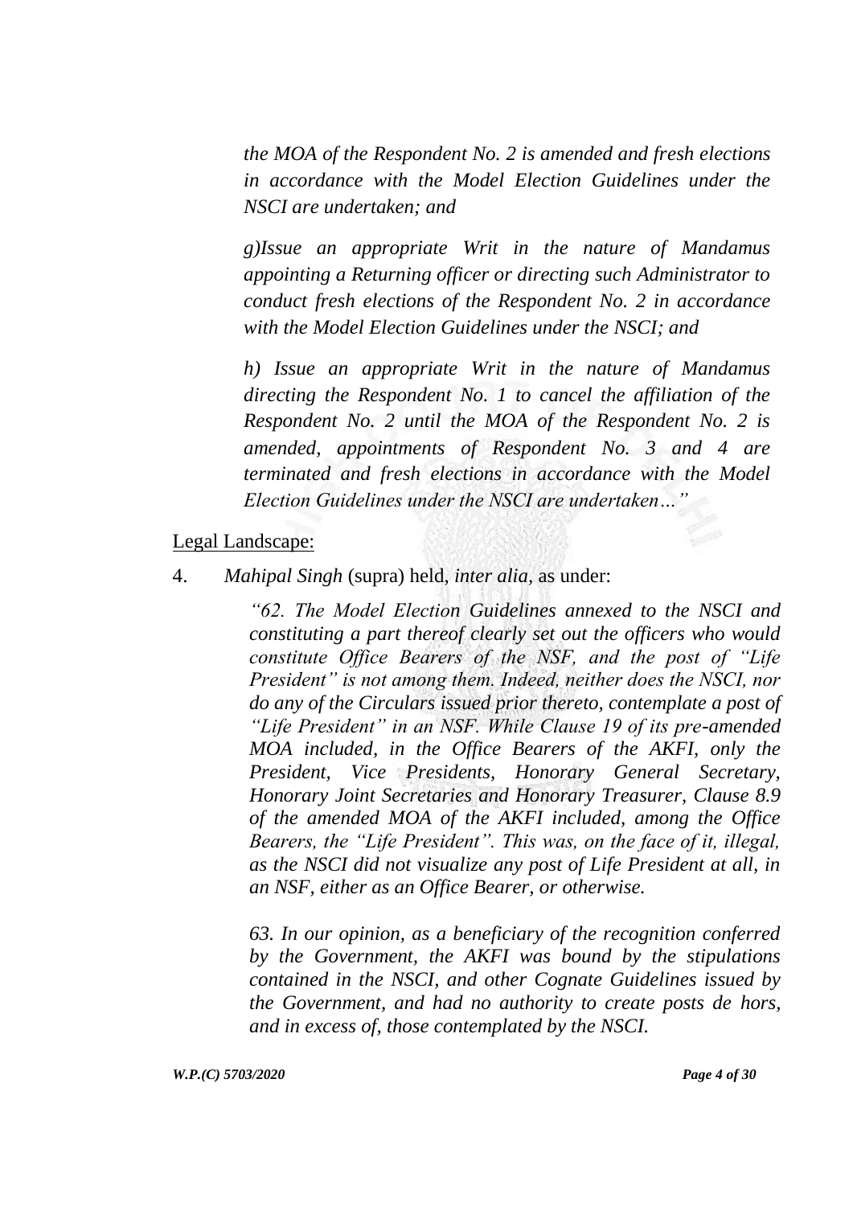*the MOA of the Respondent No. 2 is amended and fresh elections in accordance with the Model Election Guidelines under the NSCI are undertaken; and*

*g)Issue an appropriate Writ in the nature of Mandamus appointing a Returning officer or directing such Administrator to conduct fresh elections of the Respondent No. 2 in accordance with the Model Election Guidelines under the NSCI; and*

*h) Issue an appropriate Writ in the nature of Mandamus directing the Respondent No. 1 to cancel the affiliation of the Respondent No. 2 until the MOA of the Respondent No. 2 is amended, appointments of Respondent No. 3 and 4 are terminated and fresh elections in accordance with the Model Election Guidelines under the NSCI are undertaken…"*

<u>Legal Landscape:</u>

4. *Mahipal Singh* (supra) held, *inter alia*, as under:

> *"62. The Model Election Guidelines annexed to the NSCI and constituting a part thereof clearly set out the officers who would constitute Office Bearers of the NSF, and the post of "Life President" is not among them. Indeed, neither does the NSCI, nor do any of the Circulars issued prior thereto, contemplate a post of "Life President" in an NSF. While Clause 19 of its pre-amended MOA included, in the Office Bearers of the AKFI, only the President, Vice Presidents, Honorary General Secretary, Honorary Joint Secretaries and Honorary Treasurer, Clause 8.9 of the amended MOA of the AKFI included, among the Office Bearers, the "Life President". This was, on the face of it, illegal, as the NSCI did not visualize any post of Life President at all, in an NSF, either as an Office Bearer, or otherwise.*
>
> *63. In our opinion, as a beneficiary of the recognition conferred by the Government, the AKFI was bound by the stipulations contained in the NSCI, and other Cognate Guidelines issued by the Government, and had no authority to create posts de hors, and in excess of, those contemplated by the NSCI.*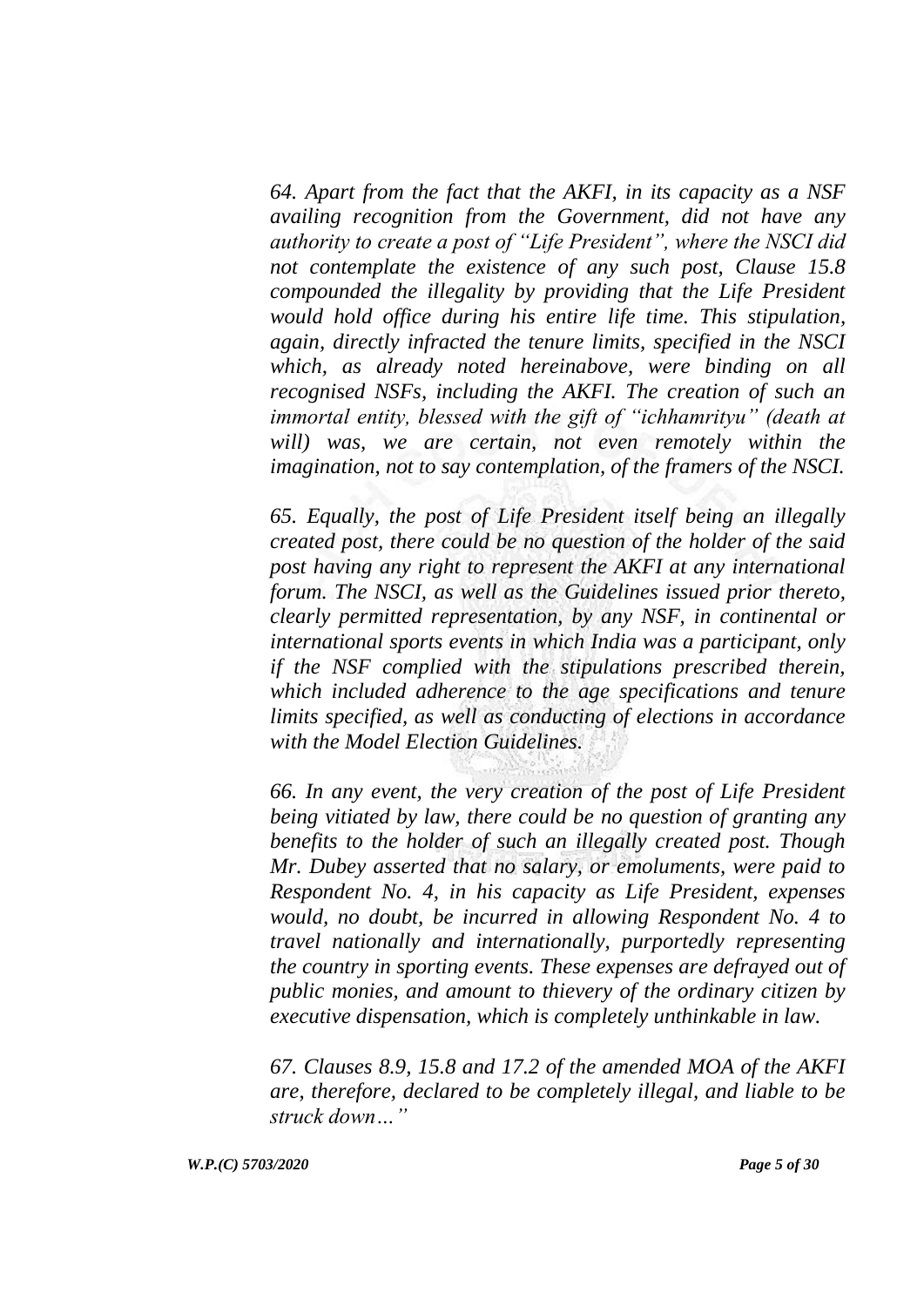*64. Apart from the fact that the AKFI, in its capacity as a NSF availing recognition from the Government, did not have any authority to create a post of "Life President", where the NSCI did not contemplate the existence of any such post, Clause 15.8 compounded the illegality by providing that the Life President would hold office during his entire life time. This stipulation, again, directly infracted the tenure limits, specified in the NSCI which, as already noted hereinabove, were binding on all recognised NSFs, including the AKFI. The creation of such an immortal entity, blessed with the gift of "ichhamrityu" (death at will) was, we are certain, not even remotely within the imagination, not to say contemplation, of the framers of the NSCI.*

*65. Equally, the post of Life President itself being an illegally created post, there could be no question of the holder of the said post having any right to represent the AKFI at any international forum. The NSCI, as well as the Guidelines issued prior thereto, clearly permitted representation, by any NSF, in continental or international sports events in which India was a participant, only if the NSF complied with the stipulations prescribed therein, which included adherence to the age specifications and tenure limits specified, as well as conducting of elections in accordance with the Model Election Guidelines.*

*66. In any event, the very creation of the post of Life President being vitiated by law, there could be no question of granting any benefits to the holder of such an illegally created post. Though Mr. Dubey asserted that no salary, or emoluments, were paid to Respondent No. 4, in his capacity as Life President, expenses would, no doubt, be incurred in allowing Respondent No. 4 to travel nationally and internationally, purportedly representing the country in sporting events. These expenses are defrayed out of public monies, and amount to thievery of the ordinary citizen by executive dispensation, which is completely unthinkable in law.*

*67. Clauses 8.9, 15.8 and 17.2 of the amended MOA of the AKFI are, therefore, declared to be completely illegal, and liable to be struck down…"*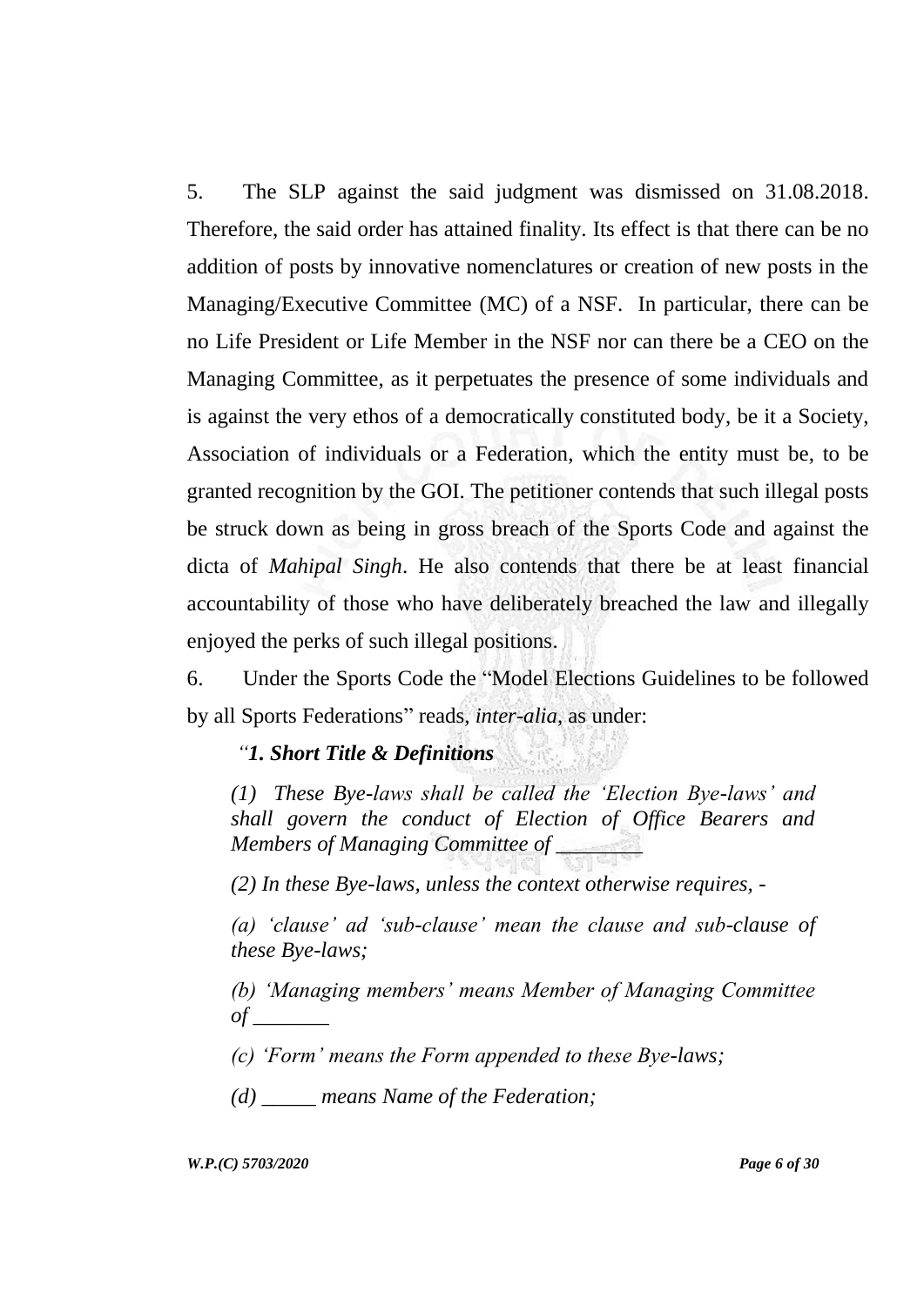5. The SLP against the said judgment was dismissed on 31.08.2018. Therefore, the said order has attained finality. Its effect is that there can be no addition of posts by innovative nomenclatures or creation of new posts in the Managing/Executive Committee (MC) of a NSF. In particular, there can be no Life President or Life Member in the NSF nor can there be a CEO on the Managing Committee, as it perpetuates the presence of some individuals and is against the very ethos of a democratically constituted body, be it a Society, Association of individuals or a Federation, which the entity must be, to be granted recognition by the GOI. The petitioner contends that such illegal posts be struck down as being in gross breach of the Sports Code and against the dicta of *Mahipal Singh*. He also contends that there be at least financial accountability of those who have deliberately breached the law and illegally enjoyed the perks of such illegal positions.

6. Under the Sports Code the "Model Elections Guidelines to be followed by all Sports Federations" reads, *inter-alia*, as under:

> *"**1. Short Title & Definitions***
>
> *(1) These Bye-laws shall be called the 'Election Bye-laws' and shall govern the conduct of Election of Office Bearers and Members of Managing Committee of ________*
>
> *(2) In these Bye-laws, unless the context otherwise requires, -*
>
> *(a) 'clause' ad 'sub-clause' mean the clause and sub-clause of these Bye-laws;*
>
> *(b) 'Managing members' means Member of Managing Committee of _______*
>
> *(c) 'Form' means the Form appended to these Bye-laws;*
>
> *(d) _____ means Name of the Federation;*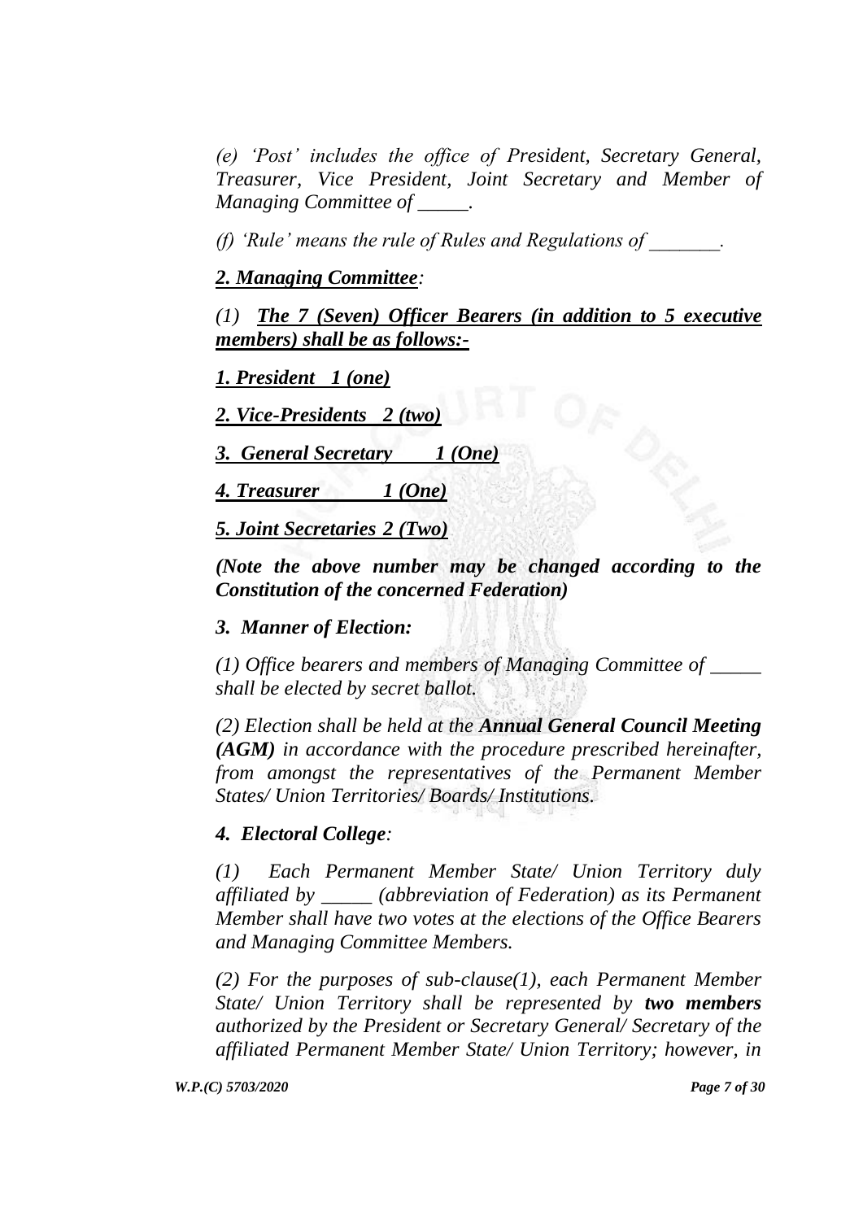*(e) 'Post' includes the office of President, Secretary General, Treasurer, Vice President, Joint Secretary and Member of Managing Committee of _____.*

*(f) 'Rule' means the rule of Rules and Regulations of _______.*

***2. Managing Committee**:*

*(1) **The 7 (Seven) Officer Bearers (in addition to 5 executive members) shall be as follows:-***

***1. President 1 (one)***

***2. Vice-Presidents 2 (two)***

***3. General Secretary 1 (One)***

***4. Treasurer 1 (One)***

***5. Joint Secretaries 2 (Two)***

***(Note the above number may be changed according to the Constitution of the concerned Federation)***

***3. Manner of Election:***

*(1) Office bearers and members of Managing Committee of _____ shall be elected by secret ballot.*

*(2) Election shall be held at the **Annual General Council Meeting (AGM)** in accordance with the procedure prescribed hereinafter, from amongst the representatives of the Permanent Member States/ Union Territories/ Boards/ Institutions.*

***4. Electoral College**:*

*(1) Each Permanent Member State/ Union Territory duly affiliated by _____ (abbreviation of Federation) as its Permanent Member shall have two votes at the elections of the Office Bearers and Managing Committee Members.*

*(2) For the purposes of sub-clause(1), each Permanent Member State/ Union Territory shall be represented by **two members** authorized by the President or Secretary General/ Secretary of the affiliated Permanent Member State/ Union Territory; however, in*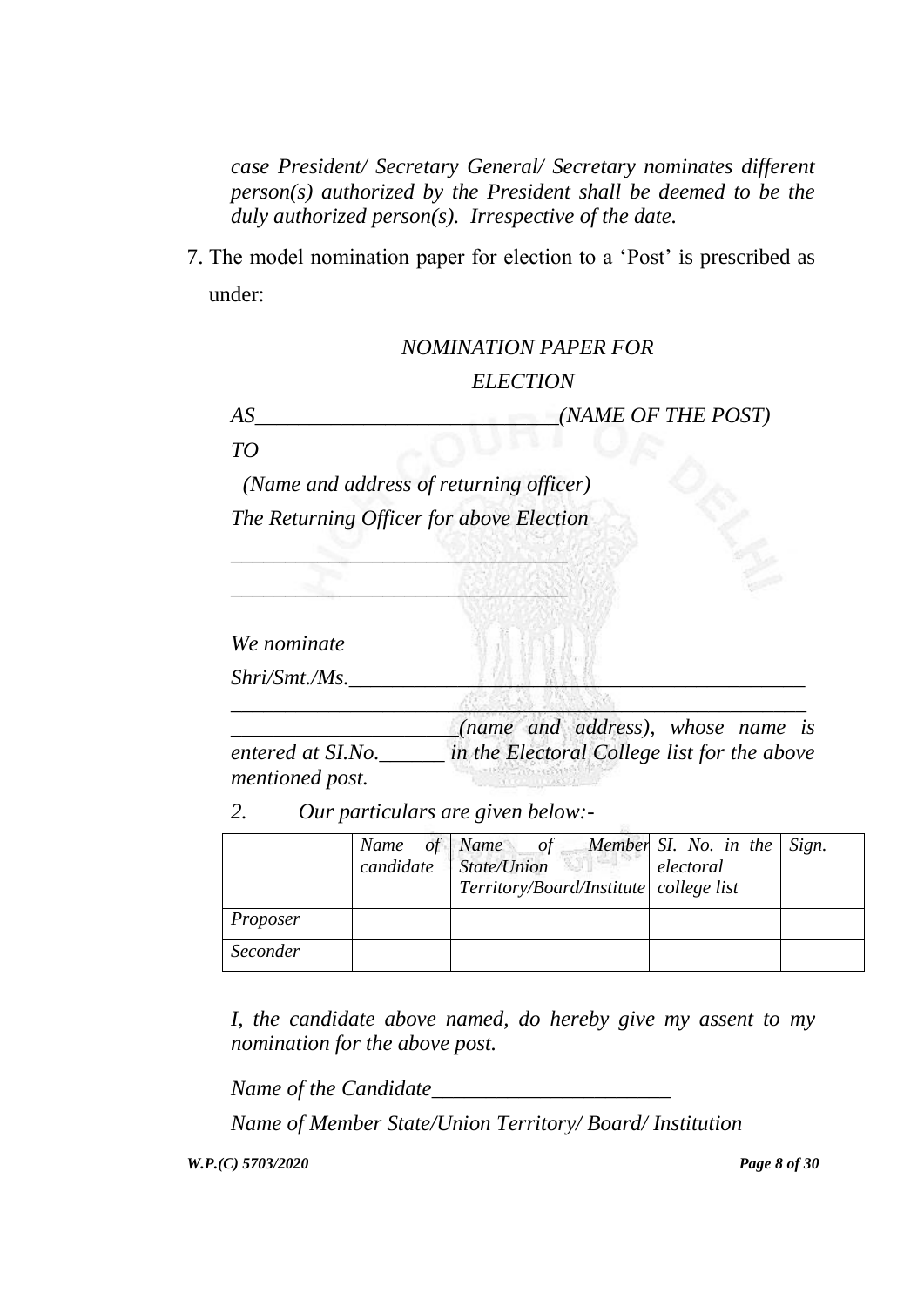*case President/ Secretary General/ Secretary nominates different person(s) authorized by the President shall be deemed to be the duly authorized person(s). Irrespective of the date.*

7. The model nomination paper for election to a 'Post' is prescribed as under:

*NOMINATION PAPER FOR*

*ELECTION*

*AS___________________________(NAME OF THE POST)*

*TO*

*(Name and address of returning officer)*

*The Returning Officer for above Election*

*_______________________________*

*_______________________________*

*We nominate*

*Shri/Smt./Ms.___________________________________________*

*_________________________________________________________*

*_____________________(name and address), whose name is entered at SI.No.______ in the Electoral College list for the above mentioned post.*

*2. Our particulars are given below:-*

| | *Name of candidate* | *Name of Member State/Union Territory/Board/Institute* | *SI. No. in the electoral college list* | *Sign.* |
|---|---|---|---|---|
| *Proposer* | | | | |
| *Seconder* | | | | |

*I, the candidate above named, do hereby give my assent to my nomination for the above post.*

*Name of the Candidate______________________*

*Name of Member State/Union Territory/ Board/ Institution*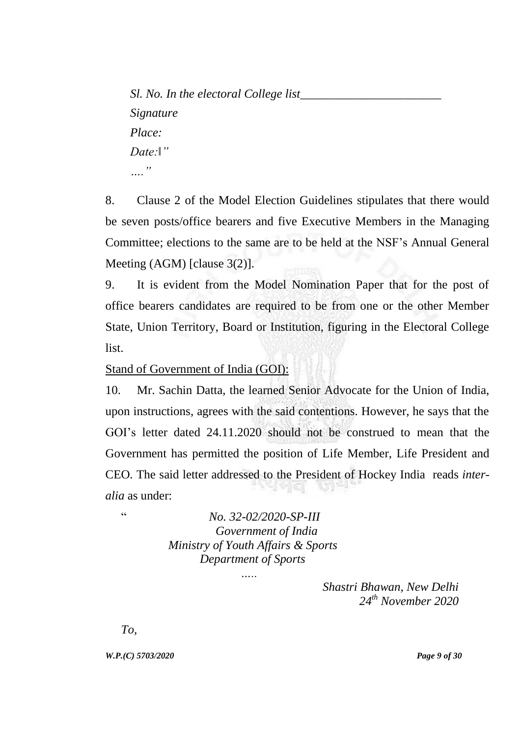*Sl. No. In the electoral College list________________________*

*Signature*

*Place:*

*Date:‖"*

*...."*

8. Clause 2 of the Model Election Guidelines stipulates that there would be seven posts/office bearers and five Executive Members in the Managing Committee; elections to the same are to be held at the NSF's Annual General Meeting (AGM) [clause 3(2)].

9. It is evident from the Model Nomination Paper that for the post of office bearers candidates are required to be from one or the other Member State, Union Territory, Board or Institution, figuring in the Electoral College list.

<u>Stand of Government of India (GOI):</u>

10. Mr. Sachin Datta, the learned Senior Advocate for the Union of India, upon instructions, agrees with the said contentions. However, he says that the GOI's letter dated 24.11.2020 should not be construed to mean that the Government has permitted the position of Life Member, Life President and CEO. The said letter addressed to the President of Hockey India reads *inter-alia* as under:

" *No. 32-02/2020-SP-III*
*Government of India*
*Ministry of Youth Affairs & Sports*
*Department of Sports*
*.....*

*Shastri Bhawan, New Delhi*
*24th November 2020*

*To,*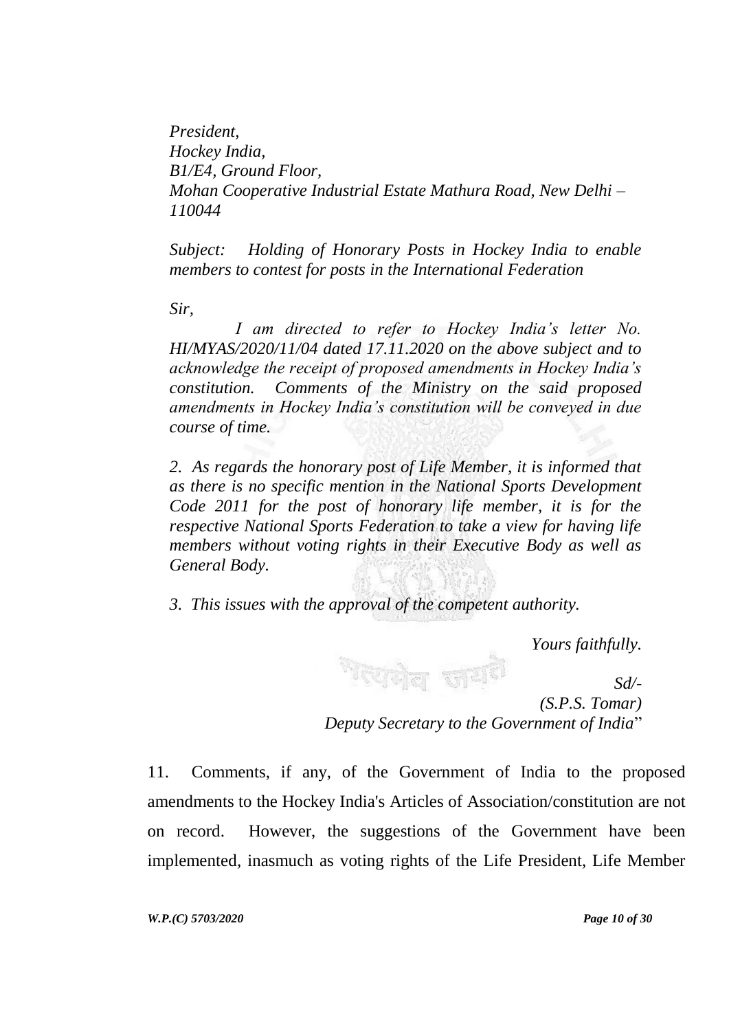*President,*
*Hockey India,*
*B1/E4, Ground Floor,*
*Mohan Cooperative Industrial Estate Mathura Road, New Delhi – 110044*

*Subject: Holding of Honorary Posts in Hockey India to enable members to contest for posts in the International Federation*

*Sir,*

*I am directed to refer to Hockey India's letter No. HI/MYAS/2020/11/04 dated 17.11.2020 on the above subject and to acknowledge the receipt of proposed amendments in Hockey India's constitution. Comments of the Ministry on the said proposed amendments in Hockey India's constitution will be conveyed in due course of time.*

*2. As regards the honorary post of Life Member, it is informed that as there is no specific mention in the National Sports Development Code 2011 for the post of honorary life member, it is for the respective National Sports Federation to take a view for having life members without voting rights in their Executive Body as well as General Body.*

*3. This issues with the approval of the competent authority.*

*Yours faithfully.*

*Sd/-*
*(S.P.S. Tomar)*
*Deputy Secretary to the Government of India*"

11. Comments, if any, of the Government of India to the proposed amendments to the Hockey India's Articles of Association/constitution are not on record. However, the suggestions of the Government have been implemented, inasmuch as voting rights of the Life President, Life Member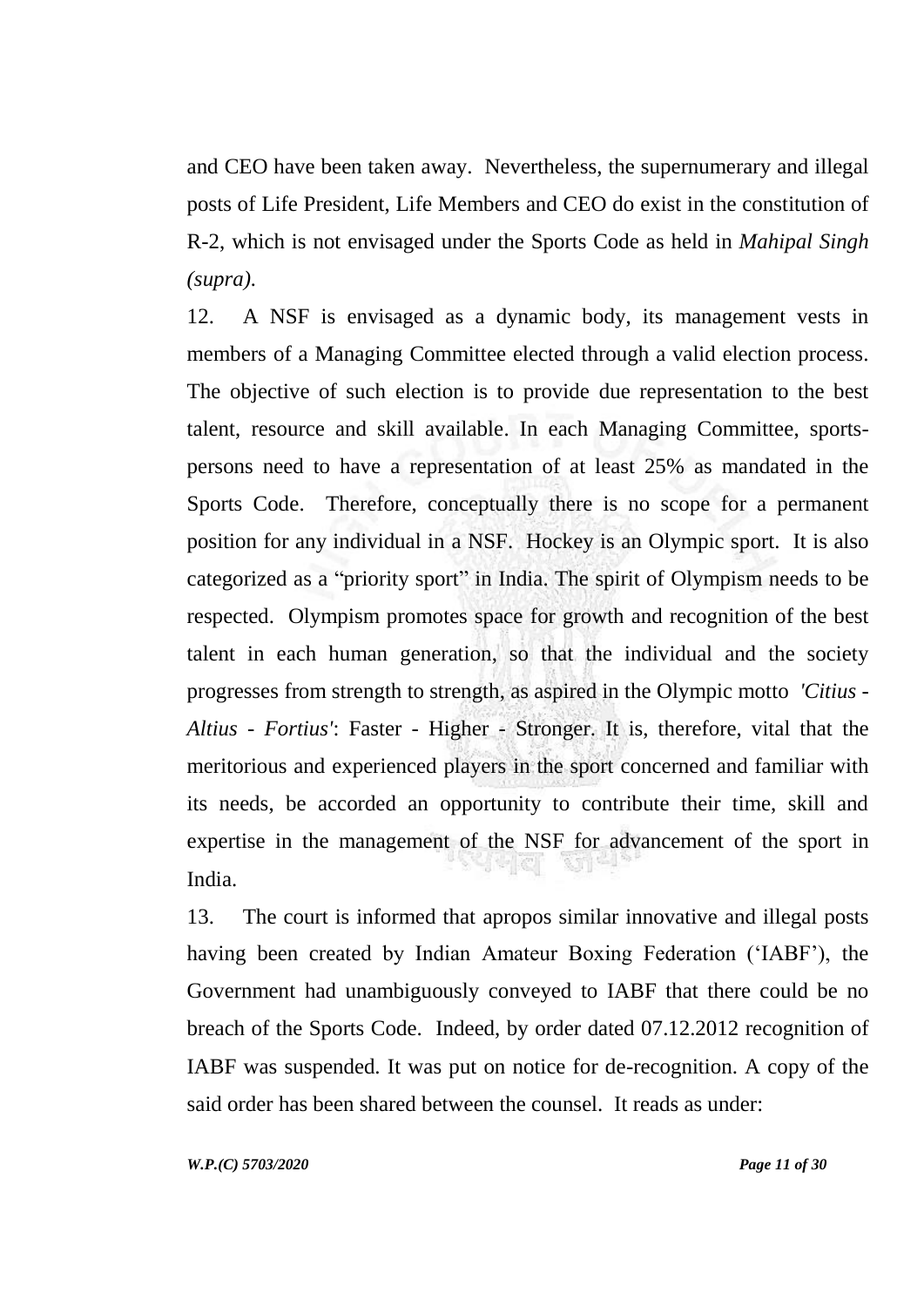and CEO have been taken away. Nevertheless, the supernumerary and illegal posts of Life President, Life Members and CEO do exist in the constitution of R-2, which is not envisaged under the Sports Code as held in *Mahipal Singh (supra).*

12. A NSF is envisaged as a dynamic body, its management vests in members of a Managing Committee elected through a valid election process. The objective of such election is to provide due representation to the best talent, resource and skill available. In each Managing Committee, sports-persons need to have a representation of at least 25% as mandated in the Sports Code. Therefore, conceptually there is no scope for a permanent position for any individual in a NSF. Hockey is an Olympic sport. It is also categorized as a "priority sport" in India. The spirit of Olympism needs to be respected. Olympism promotes space for growth and recognition of the best talent in each human generation, so that the individual and the society progresses from strength to strength, as aspired in the Olympic motto *'Citius - Altius - Fortius'*: Faster - Higher - Stronger. It is, therefore, vital that the meritorious and experienced players in the sport concerned and familiar with its needs, be accorded an opportunity to contribute their time, skill and expertise in the management of the NSF for advancement of the sport in India.

13. The court is informed that apropos similar innovative and illegal posts having been created by Indian Amateur Boxing Federation ('IABF'), the Government had unambiguously conveyed to IABF that there could be no breach of the Sports Code. Indeed, by order dated 07.12.2012 recognition of IABF was suspended. It was put on notice for de-recognition. A copy of the said order has been shared between the counsel. It reads as under: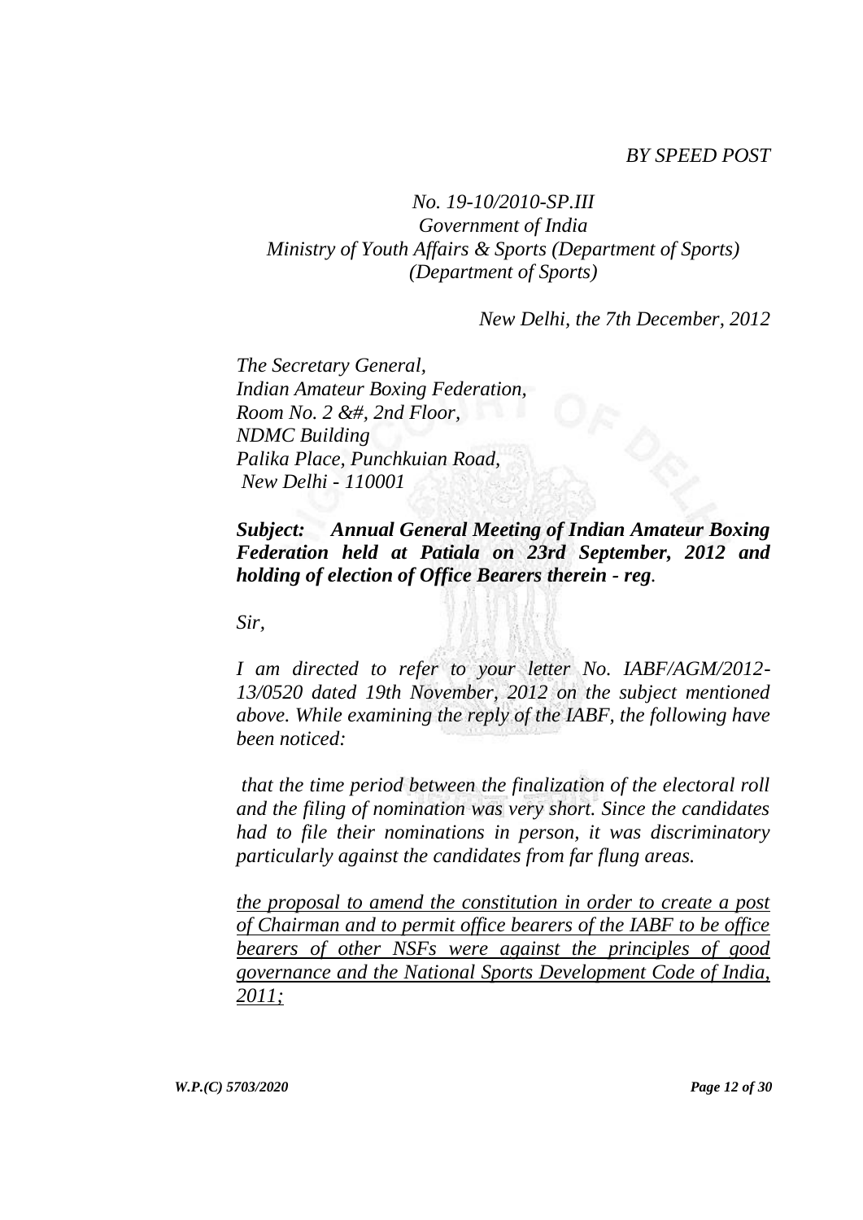*BY SPEED POST*

*No. 19-10/2010-SP.III*
*Government of India*
*Ministry of Youth Affairs & Sports (Department of Sports)*
*(Department of Sports)*

*New Delhi, the 7th December, 2012*

*The Secretary General,*
*Indian Amateur Boxing Federation,*
*Room No. 2 &#, 2nd Floor,*
*NDMC Building*
*Palika Place, Punchkuian Road,*
*New Delhi - 110001*

***Subject: Annual General Meeting of Indian Amateur Boxing Federation held at Patiala on 23rd September, 2012 and holding of election of Office Bearers therein - reg.***

*Sir,*

*I am directed to refer to your letter No. IABF/AGM/2012-13/0520 dated 19th November, 2012 on the subject mentioned above. While examining the reply of the IABF, the following have been noticed:*

*that the time period between the finalization of the electoral roll and the filing of nomination was very short. Since the candidates had to file their nominations in person, it was discriminatory particularly against the candidates from far flung areas.*

*<u>the proposal to amend the constitution in order to create a post of Chairman and to permit office bearers of the IABF to be office bearers of other NSFs were against the principles of good governance and the National Sports Development Code of India, 2011;</u>*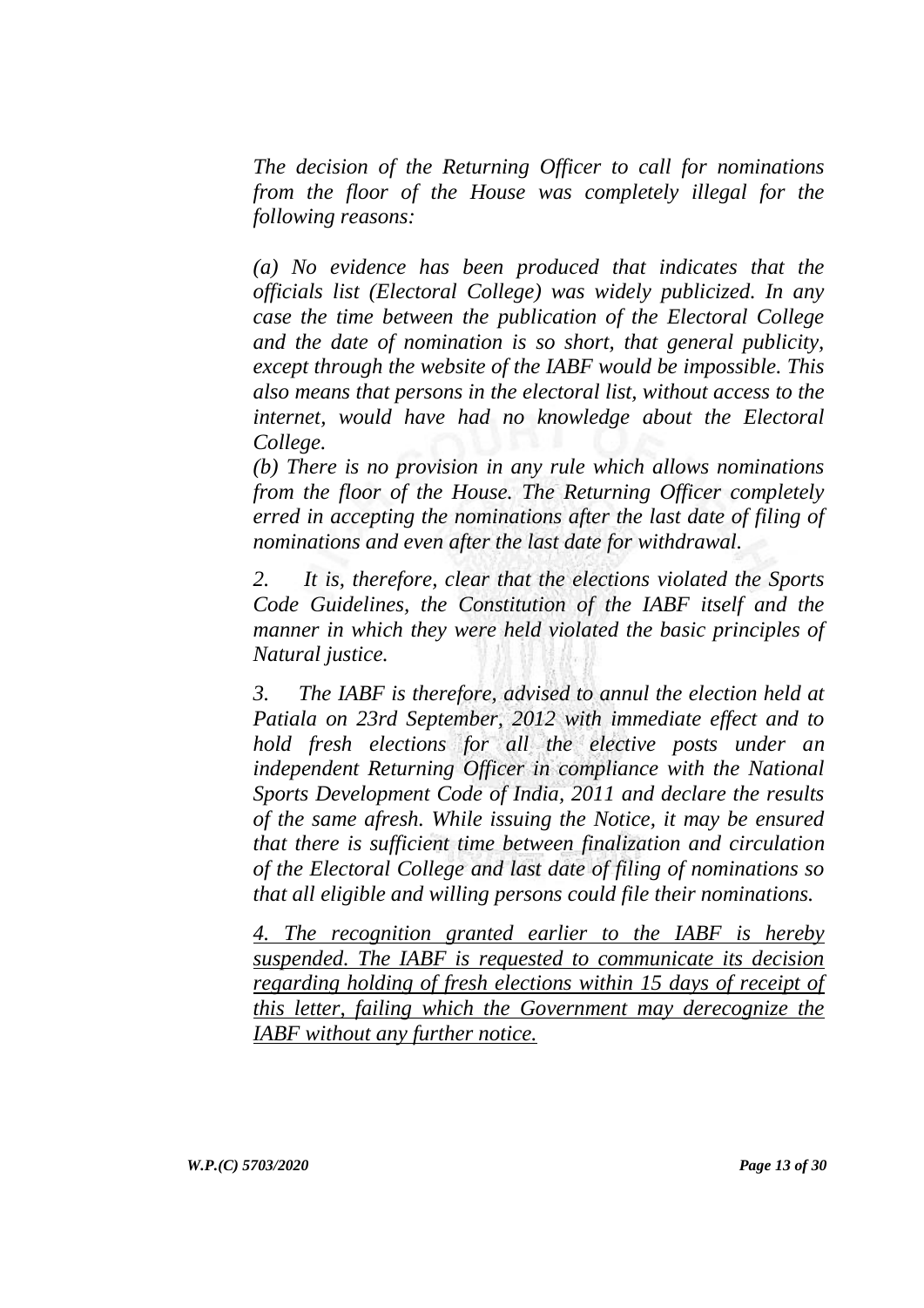*The decision of the Returning Officer to call for nominations from the floor of the House was completely illegal for the following reasons:*

*(a) No evidence has been produced that indicates that the officials list (Electoral College) was widely publicized. In any case the time between the publication of the Electoral College and the date of nomination is so short, that general publicity, except through the website of the IABF would be impossible. This also means that persons in the electoral list, without access to the internet, would have had no knowledge about the Electoral College.*

*(b) There is no provision in any rule which allows nominations from the floor of the House. The Returning Officer completely erred in accepting the nominations after the last date of filing of nominations and even after the last date for withdrawal.*

*2. It is, therefore, clear that the elections violated the Sports Code Guidelines, the Constitution of the IABF itself and the manner in which they were held violated the basic principles of Natural justice.*

*3. The IABF is therefore, advised to annul the election held at Patiala on 23rd September, 2012 with immediate effect and to hold fresh elections for all the elective posts under an independent Returning Officer in compliance with the National Sports Development Code of India, 2011 and declare the results of the same afresh. While issuing the Notice, it may be ensured that there is sufficient time between finalization and circulation of the Electoral College and last date of filing of nominations so that all eligible and willing persons could file their nominations.*

*<u>4. The recognition granted earlier to the IABF is hereby suspended. The IABF is requested to communicate its decision regarding holding of fresh elections within 15 days of receipt of this letter, failing which the Government may derecognize the IABF without any further notice.</u>*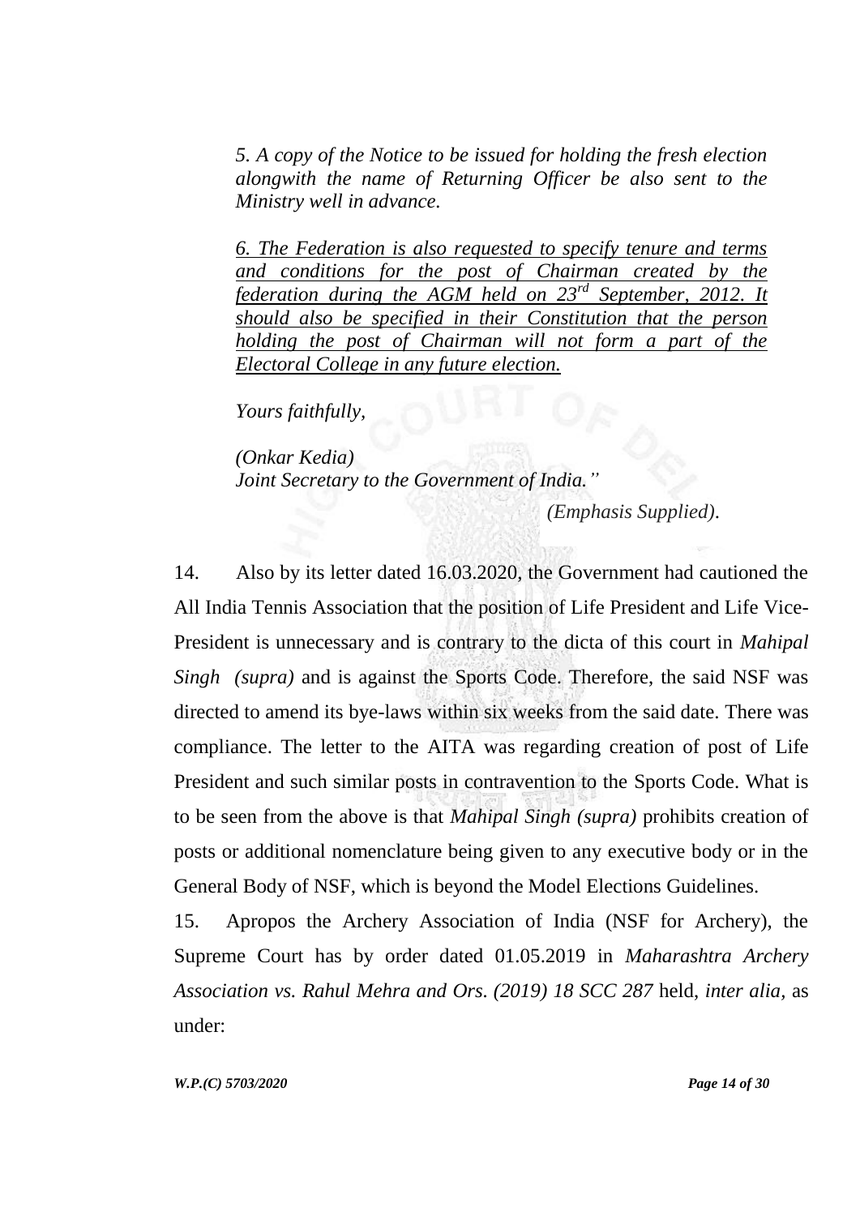*5. A copy of the Notice to be issued for holding the fresh election alongwith the name of Returning Officer be also sent to the Ministry well in advance.*

*<u>6. The Federation is also requested to specify tenure and terms and conditions for the post of Chairman created by the federation during the AGM held on 23rd September, 2012. It should also be specified in their Constitution that the person holding the post of Chairman will not form a part of the Electoral College in any future election.</u>*

*Yours faithfully,*

*(Onkar Kedia)*
*Joint Secretary to the Government of India."*

*(Emphasis Supplied).*

14. Also by its letter dated 16.03.2020, the Government had cautioned the All India Tennis Association that the position of Life President and Life Vice-President is unnecessary and is contrary to the dicta of this court in *Mahipal Singh (supra)* and is against the Sports Code. Therefore, the said NSF was directed to amend its bye-laws within six weeks from the said date. There was compliance. The letter to the AITA was regarding creation of post of Life President and such similar posts in contravention to the Sports Code. What is to be seen from the above is that *Mahipal Singh (supra)* prohibits creation of posts or additional nomenclature being given to any executive body or in the General Body of NSF, which is beyond the Model Elections Guidelines.

15. Apropos the Archery Association of India (NSF for Archery), the Supreme Court has by order dated 01.05.2019 in *Maharashtra Archery Association vs. Rahul Mehra and Ors. (2019) 18 SCC 287* held, *inter alia*, as under: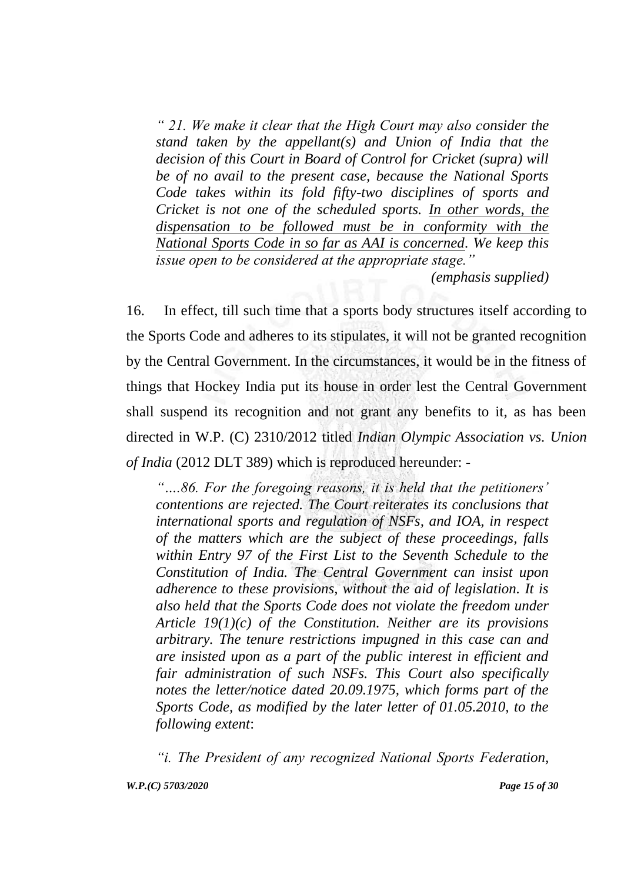*" 21. We make it clear that the High Court may also consider the stand taken by the appellant(s) and Union of India that the decision of this Court in Board of Control for Cricket (supra) will be of no avail to the present case, because the National Sports Code takes within its fold fifty-two disciplines of sports and Cricket is not one of the scheduled sports. <u>In other words, the dispensation to be followed must be in conformity with the National Sports Code in so far as AAI is concerned</u>. We keep this issue open to be considered at the appropriate stage."*

*(emphasis supplied)*

16. In effect, till such time that a sports body structures itself according to the Sports Code and adheres to its stipulates, it will not be granted recognition by the Central Government. In the circumstances, it would be in the fitness of things that Hockey India put its house in order lest the Central Government shall suspend its recognition and not grant any benefits to it, as has been directed in W.P. (C) 2310/2012 titled *Indian Olympic Association vs. Union of India* (2012 DLT 389) which is reproduced hereunder: -

*"….86. For the foregoing reasons, it is held that the petitioners' contentions are rejected. The Court reiterates its conclusions that international sports and regulation of NSFs, and IOA, in respect of the matters which are the subject of these proceedings, falls within Entry 97 of the First List to the Seventh Schedule to the Constitution of India. The Central Government can insist upon adherence to these provisions, without the aid of legislation. It is also held that the Sports Code does not violate the freedom under Article 19(1)(c) of the Constitution. Neither are its provisions arbitrary. The tenure restrictions impugned in this case can and are insisted upon as a part of the public interest in efficient and fair administration of such NSFs. This Court also specifically notes the letter/notice dated 20.09.1975, which forms part of the Sports Code, as modified by the later letter of 01.05.2010, to the following extent*:

*"i. The President of any recognized National Sports Federation,*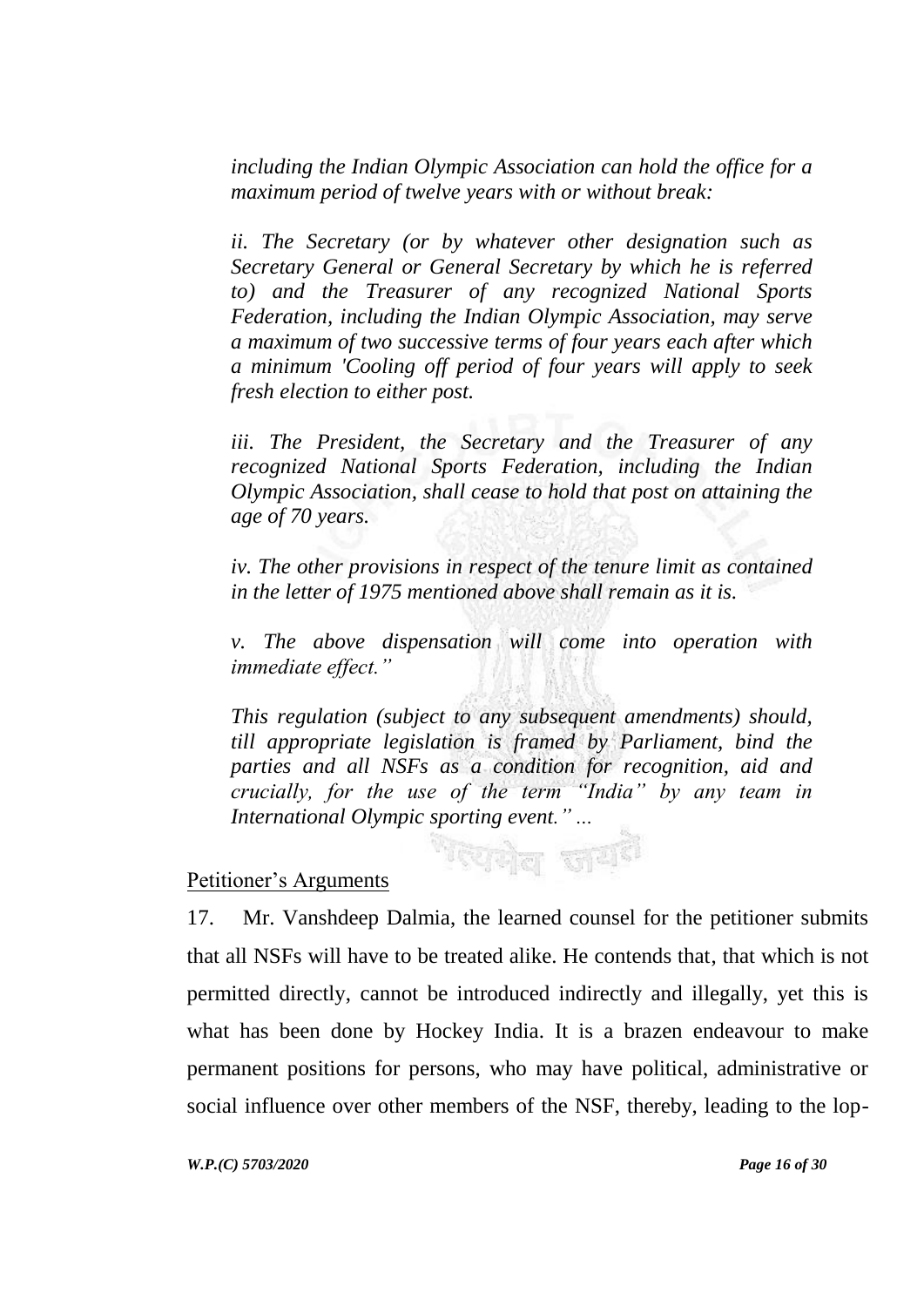*including the Indian Olympic Association can hold the office for a maximum period of twelve years with or without break:*

*ii. The Secretary (or by whatever other designation such as Secretary General or General Secretary by which he is referred to) and the Treasurer of any recognized National Sports Federation, including the Indian Olympic Association, may serve a maximum of two successive terms of four years each after which a minimum 'Cooling off period of four years will apply to seek fresh election to either post.*

*iii. The President, the Secretary and the Treasurer of any recognized National Sports Federation, including the Indian Olympic Association, shall cease to hold that post on attaining the age of 70 years.*

*iv. The other provisions in respect of the tenure limit as contained in the letter of 1975 mentioned above shall remain as it is.*

*v. The above dispensation will come into operation with immediate effect."*

*This regulation (subject to any subsequent amendments) should, till appropriate legislation is framed by Parliament, bind the parties and all NSFs as a condition for recognition, aid and crucially, for the use of the term "India" by any team in International Olympic sporting event." ...*

Petitioner's Arguments

17. Mr. Vanshdeep Dalmia, the learned counsel for the petitioner submits that all NSFs will have to be treated alike. He contends that, that which is not permitted directly, cannot be introduced indirectly and illegally, yet this is what has been done by Hockey India. It is a brazen endeavour to make permanent positions for persons, who may have political, administrative or social influence over other members of the NSF, thereby, leading to the lop-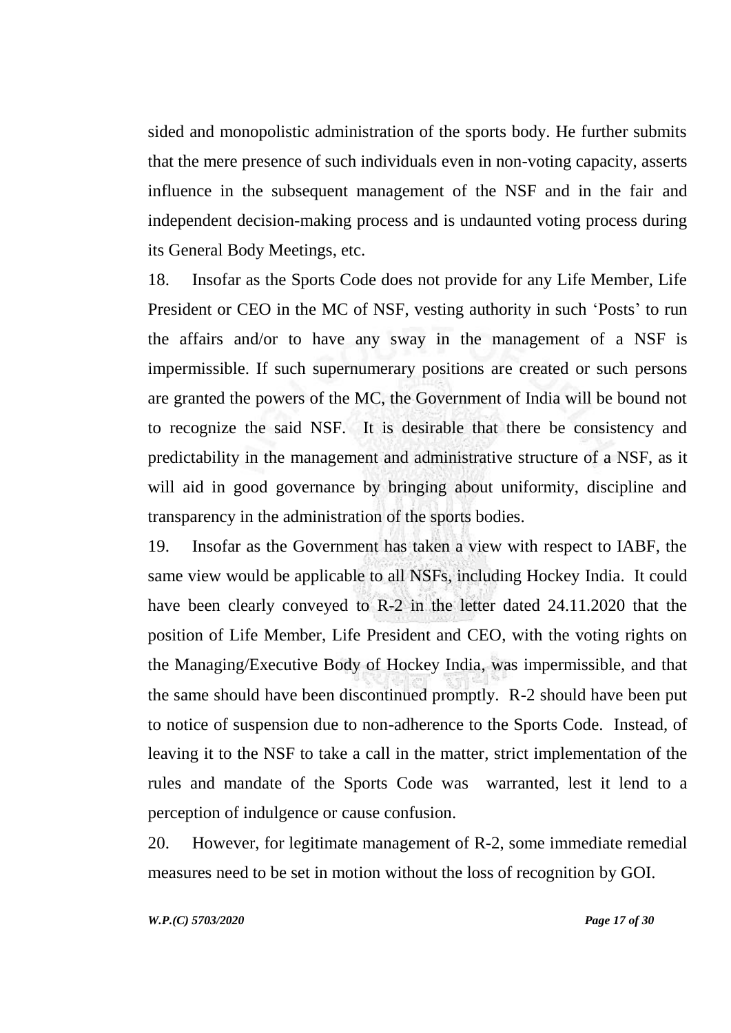sided and monopolistic administration of the sports body. He further submits that the mere presence of such individuals even in non-voting capacity, asserts influence in the subsequent management of the NSF and in the fair and independent decision-making process and is undaunted voting process during its General Body Meetings, etc.

18. Insofar as the Sports Code does not provide for any Life Member, Life President or CEO in the MC of NSF, vesting authority in such 'Posts' to run the affairs and/or to have any sway in the management of a NSF is impermissible. If such supernumerary positions are created or such persons are granted the powers of the MC, the Government of India will be bound not to recognize the said NSF. It is desirable that there be consistency and predictability in the management and administrative structure of a NSF, as it will aid in good governance by bringing about uniformity, discipline and transparency in the administration of the sports bodies.

19. Insofar as the Government has taken a view with respect to IABF, the same view would be applicable to all NSFs, including Hockey India. It could have been clearly conveyed to R-2 in the letter dated 24.11.2020 that the position of Life Member, Life President and CEO, with the voting rights on the Managing/Executive Body of Hockey India, was impermissible, and that the same should have been discontinued promptly. R-2 should have been put to notice of suspension due to non-adherence to the Sports Code. Instead, of leaving it to the NSF to take a call in the matter, strict implementation of the rules and mandate of the Sports Code was warranted, lest it lend to a perception of indulgence or cause confusion.

20. However, for legitimate management of R-2, some immediate remedial measures need to be set in motion without the loss of recognition by GOI.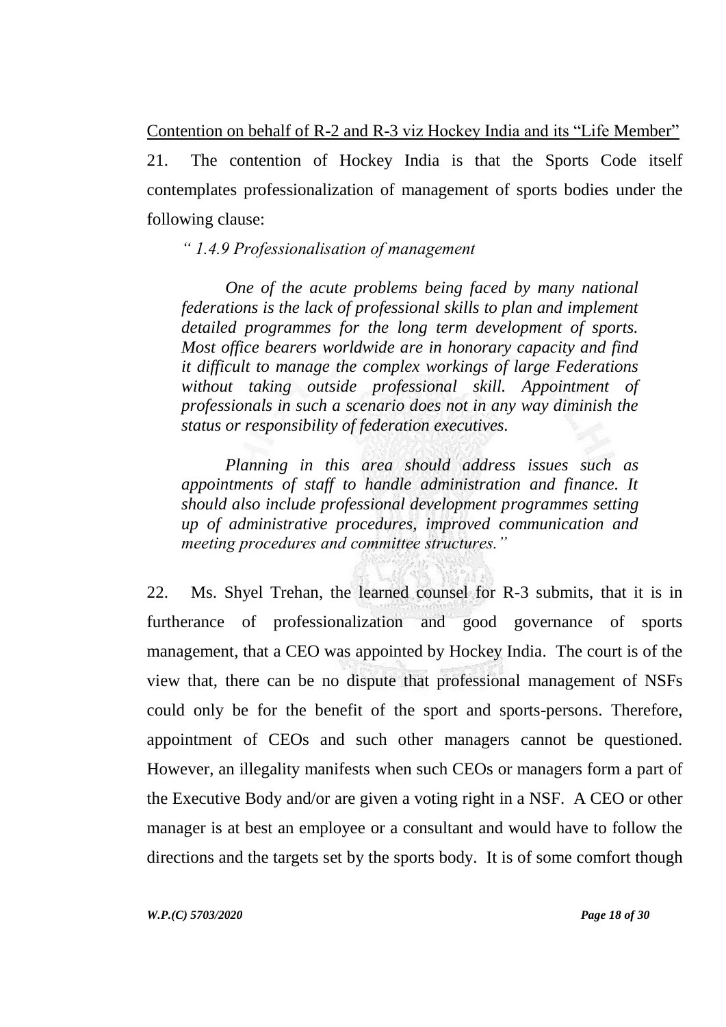Contention on behalf of R-2 and R-3 viz Hockey India and its "Life Member"

21. The contention of Hockey India is that the Sports Code itself contemplates professionalization of management of sports bodies under the following clause:

> *" 1.4.9 Professionalisation of management*
>
> *One of the acute problems being faced by many national federations is the lack of professional skills to plan and implement detailed programmes for the long term development of sports. Most office bearers worldwide are in honorary capacity and find it difficult to manage the complex workings of large Federations without taking outside professional skill. Appointment of professionals in such a scenario does not in any way diminish the status or responsibility of federation executives.*
>
> *Planning in this area should address issues such as appointments of staff to handle administration and finance. It should also include professional development programmes setting up of administrative procedures, improved communication and meeting procedures and committee structures."*

22. Ms. Shyel Trehan, the learned counsel for R-3 submits, that it is in furtherance of professionalization and good governance of sports management, that a CEO was appointed by Hockey India. The court is of the view that, there can be no dispute that professional management of NSFs could only be for the benefit of the sport and sports-persons. Therefore, appointment of CEOs and such other managers cannot be questioned. However, an illegality manifests when such CEOs or managers form a part of the Executive Body and/or are given a voting right in a NSF. A CEO or other manager is at best an employee or a consultant and would have to follow the directions and the targets set by the sports body. It is of some comfort though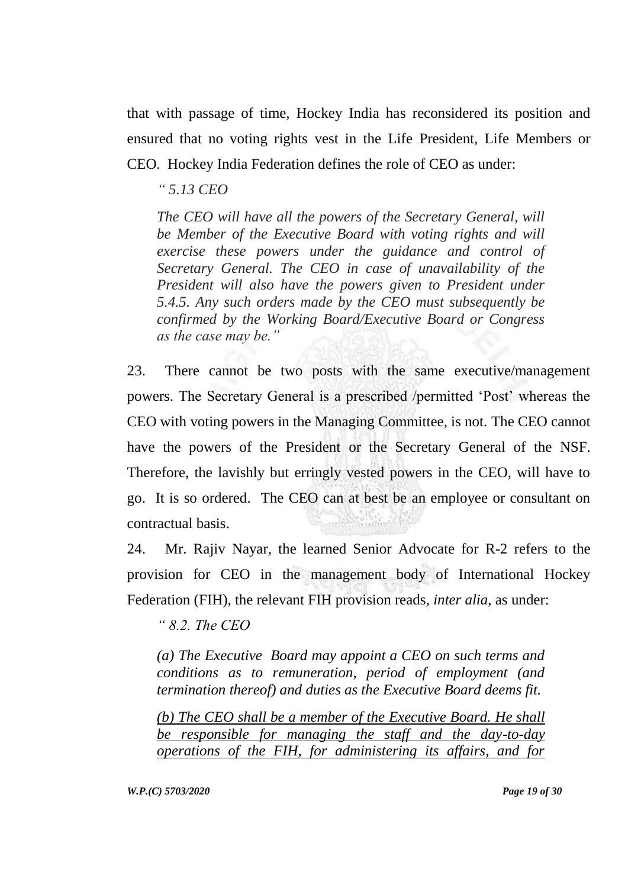that with passage of time, Hockey India has reconsidered its position and ensured that no voting rights vest in the Life President, Life Members or CEO. Hockey India Federation defines the role of CEO as under:

> *" 5.13 CEO*
>
> *The CEO will have all the powers of the Secretary General, will be Member of the Executive Board with voting rights and will exercise these powers under the guidance and control of Secretary General. The CEO in case of unavailability of the President will also have the powers given to President under 5.4.5. Any such orders made by the CEO must subsequently be confirmed by the Working Board/Executive Board or Congress as the case may be."*

23. There cannot be two posts with the same executive/management powers. The Secretary General is a prescribed /permitted 'Post' whereas the CEO with voting powers in the Managing Committee, is not. The CEO cannot have the powers of the President or the Secretary General of the NSF. Therefore, the lavishly but erringly vested powers in the CEO, will have to go. It is so ordered. The CEO can at best be an employee or consultant on contractual basis.

24. Mr. Rajiv Nayar, the learned Senior Advocate for R-2 refers to the provision for CEO in the management body of International Hockey Federation (FIH), the relevant FIH provision reads, *inter alia*, as under:

> *" 8.2. The CEO*
>
> *(a) The Executive Board may appoint a CEO on such terms and conditions as to remuneration, period of employment (and termination thereof) and duties as the Executive Board deems fit.*
>
> <u>*(b) The CEO shall be a member of the Executive Board. He shall be responsible for managing the staff and the day-to-day operations of the FIH, for administering its affairs, and for*</u>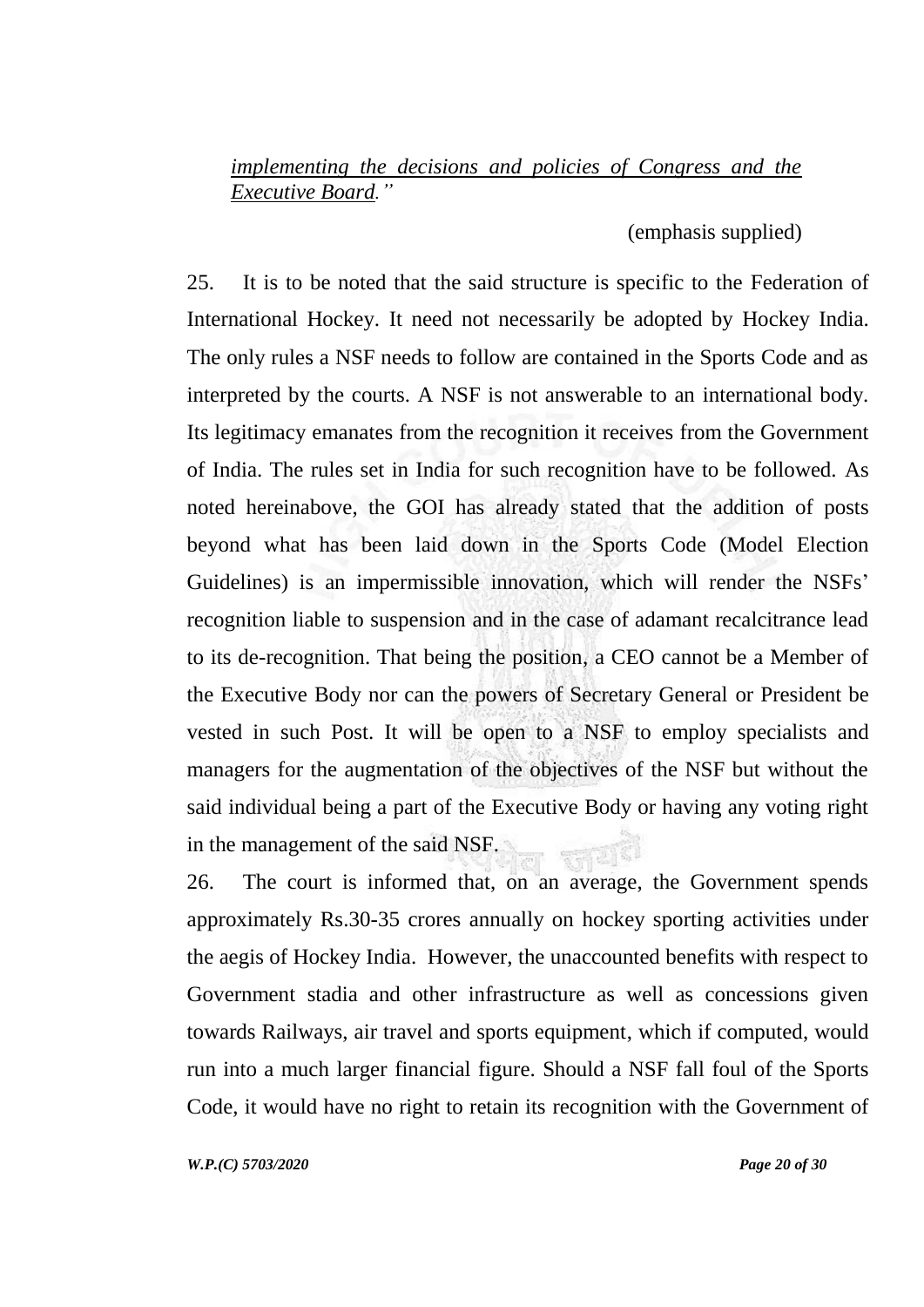*implementing the decisions and policies of Congress and the Executive Board."*

(emphasis supplied)

25. It is to be noted that the said structure is specific to the Federation of International Hockey. It need not necessarily be adopted by Hockey India. The only rules a NSF needs to follow are contained in the Sports Code and as interpreted by the courts. A NSF is not answerable to an international body. Its legitimacy emanates from the recognition it receives from the Government of India. The rules set in India for such recognition have to be followed. As noted hereinabove, the GOI has already stated that the addition of posts beyond what has been laid down in the Sports Code (Model Election Guidelines) is an impermissible innovation, which will render the NSFs' recognition liable to suspension and in the case of adamant recalcitrance lead to its de-recognition. That being the position, a CEO cannot be a Member of the Executive Body nor can the powers of Secretary General or President be vested in such Post. It will be open to a NSF to employ specialists and managers for the augmentation of the objectives of the NSF but without the said individual being a part of the Executive Body or having any voting right in the management of the said NSF.

26. The court is informed that, on an average, the Government spends approximately Rs.30-35 crores annually on hockey sporting activities under the aegis of Hockey India. However, the unaccounted benefits with respect to Government stadia and other infrastructure as well as concessions given towards Railways, air travel and sports equipment, which if computed, would run into a much larger financial figure. Should a NSF fall foul of the Sports Code, it would have no right to retain its recognition with the Government of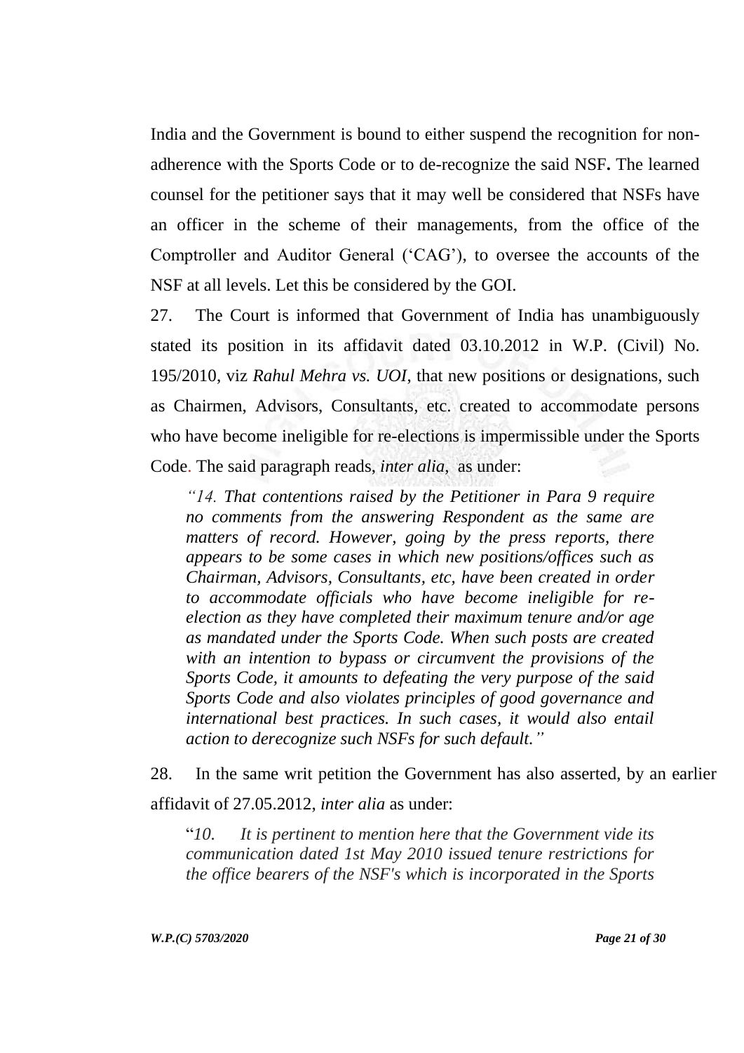India and the Government is bound to either suspend the recognition for non-adherence with the Sports Code or to de-recognize the said NSF**.** The learned counsel for the petitioner says that it may well be considered that NSFs have an officer in the scheme of their managements, from the office of the Comptroller and Auditor General ('CAG'), to oversee the accounts of the NSF at all levels. Let this be considered by the GOI.

27. The Court is informed that Government of India has unambiguously stated its position in its affidavit dated 03.10.2012 in W.P. (Civil) No. 195/2010, viz *Rahul Mehra vs. UOI*, that new positions or designations, such as Chairmen, Advisors, Consultants, etc. created to accommodate persons who have become ineligible for re-elections is impermissible under the Sports Code. The said paragraph reads, *inter alia,* as under:

> *"14. That contentions raised by the Petitioner in Para 9 require no comments from the answering Respondent as the same are matters of record. However, going by the press reports, there appears to be some cases in which new positions/offices such as Chairman, Advisors, Consultants, etc, have been created in order to accommodate officials who have become ineligible for re-election as they have completed their maximum tenure and/or age as mandated under the Sports Code. When such posts are created with an intention to bypass or circumvent the provisions of the Sports Code, it amounts to defeating the very purpose of the said Sports Code and also violates principles of good governance and international best practices. In such cases, it would also entail action to derecognize such NSFs for such default."*

28. In the same writ petition the Government has also asserted, by an earlier affidavit of 27.05.2012, *inter alia* as under:

> "*10. It is pertinent to mention here that the Government vide its communication dated 1st May 2010 issued tenure restrictions for the office bearers of the NSF's which is incorporated in the Sports*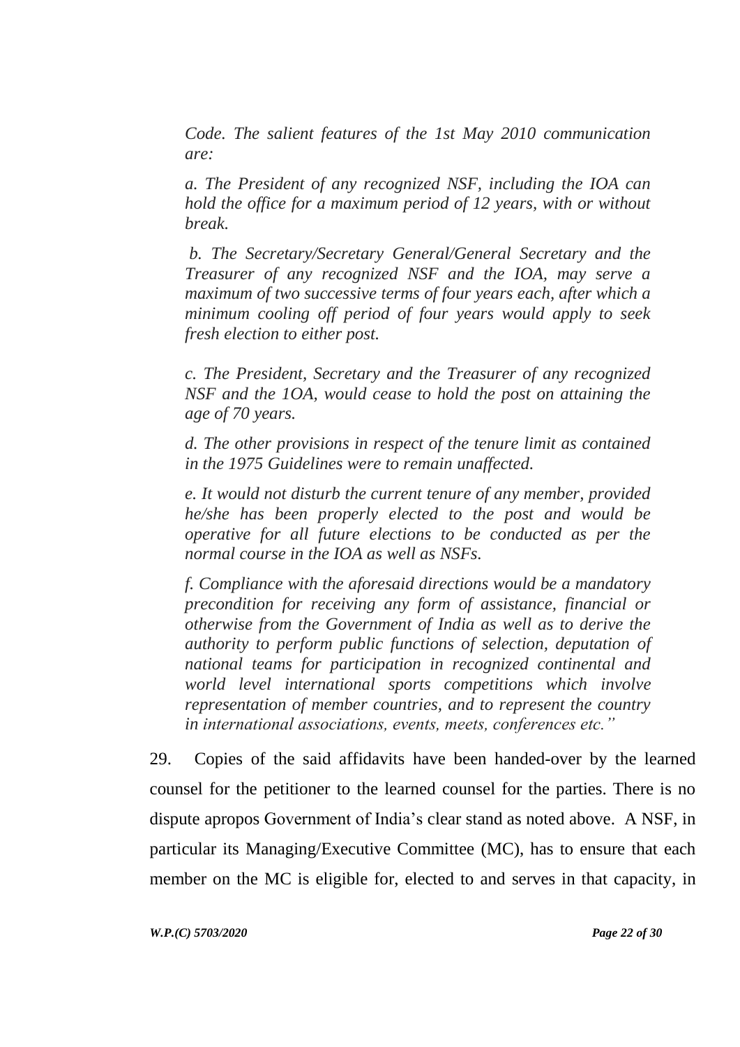*Code. The salient features of the 1st May 2010 communication are:*

*a. The President of any recognized NSF, including the IOA can hold the office for a maximum period of 12 years, with or without break.*

*b. The Secretary/Secretary General/General Secretary and the Treasurer of any recognized NSF and the IOA, may serve a maximum of two successive terms of four years each, after which a minimum cooling off period of four years would apply to seek fresh election to either post.*

*c. The President, Secretary and the Treasurer of any recognized NSF and the 1OA, would cease to hold the post on attaining the age of 70 years.*

*d. The other provisions in respect of the tenure limit as contained in the 1975 Guidelines were to remain unaffected.*

*e. It would not disturb the current tenure of any member, provided he/she has been properly elected to the post and would be operative for all future elections to be conducted as per the normal course in the IOA as well as NSFs.*

*f. Compliance with the aforesaid directions would be a mandatory precondition for receiving any form of assistance, financial or otherwise from the Government of India as well as to derive the authority to perform public functions of selection, deputation of national teams for participation in recognized continental and world level international sports competitions which involve representation of member countries, and to represent the country in international associations, events, meets, conferences etc."*

29. Copies of the said affidavits have been handed-over by the learned counsel for the petitioner to the learned counsel for the parties. There is no dispute apropos Government of India's clear stand as noted above. A NSF, in particular its Managing/Executive Committee (MC), has to ensure that each member on the MC is eligible for, elected to and serves in that capacity, in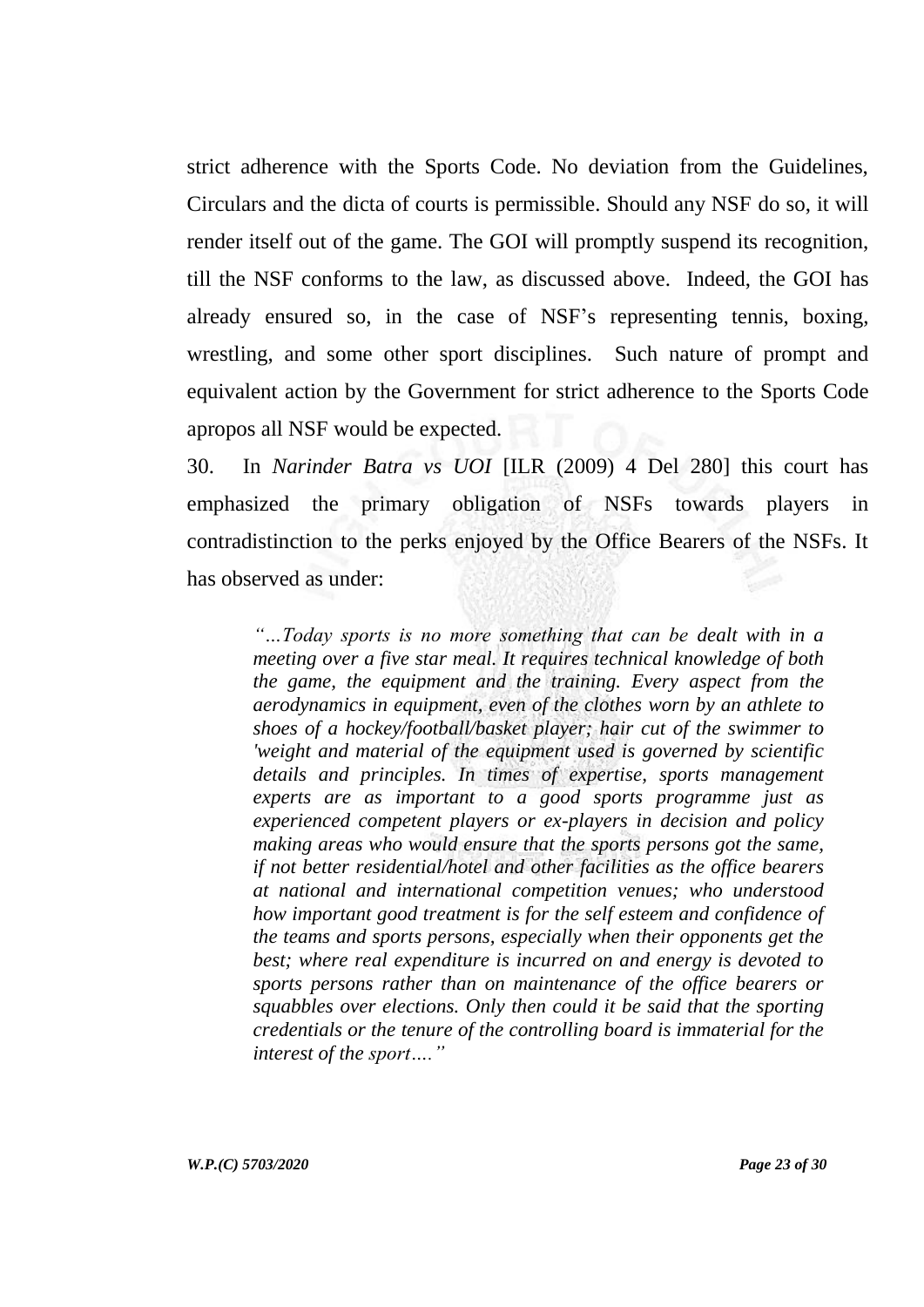strict adherence with the Sports Code. No deviation from the Guidelines, Circulars and the dicta of courts is permissible. Should any NSF do so, it will render itself out of the game. The GOI will promptly suspend its recognition, till the NSF conforms to the law, as discussed above. Indeed, the GOI has already ensured so, in the case of NSF's representing tennis, boxing, wrestling, and some other sport disciplines. Such nature of prompt and equivalent action by the Government for strict adherence to the Sports Code apropos all NSF would be expected.

30. In *Narinder Batra vs UOI* [ILR (2009) 4 Del 280] this court has emphasized the primary obligation of NSFs towards players in contradistinction to the perks enjoyed by the Office Bearers of the NSFs. It has observed as under:

> *"…Today sports is no more something that can be dealt with in a meeting over a five star meal. It requires technical knowledge of both the game, the equipment and the training. Every aspect from the aerodynamics in equipment, even of the clothes worn by an athlete to shoes of a hockey/football/basket player; hair cut of the swimmer to 'weight and material of the equipment used is governed by scientific details and principles. In times of expertise, sports management experts are as important to a good sports programme just as experienced competent players or ex-players in decision and policy making areas who would ensure that the sports persons got the same, if not better residential/hotel and other facilities as the office bearers at national and international competition venues; who understood how important good treatment is for the self esteem and confidence of the teams and sports persons, especially when their opponents get the best; where real expenditure is incurred on and energy is devoted to sports persons rather than on maintenance of the office bearers or squabbles over elections. Only then could it be said that the sporting credentials or the tenure of the controlling board is immaterial for the interest of the sport…."*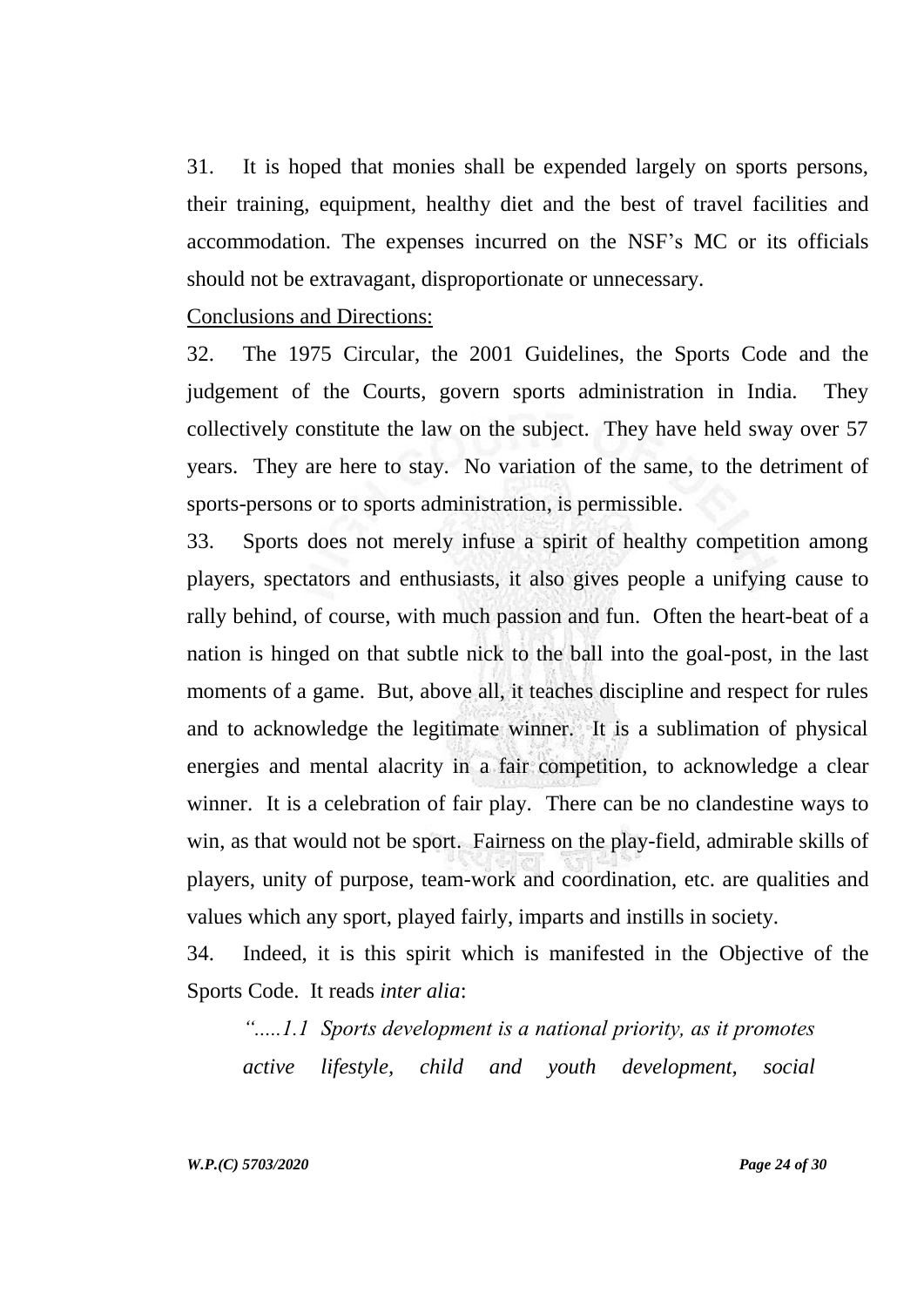31. It is hoped that monies shall be expended largely on sports persons, their training, equipment, healthy diet and the best of travel facilities and accommodation. The expenses incurred on the NSF's MC or its officials should not be extravagant, disproportionate or unnecessary.

<u>Conclusions and Directions:</u>

32. The 1975 Circular, the 2001 Guidelines, the Sports Code and the judgement of the Courts, govern sports administration in India. They collectively constitute the law on the subject. They have held sway over 57 years. They are here to stay. No variation of the same, to the detriment of sports-persons or to sports administration, is permissible.

33. Sports does not merely infuse a spirit of healthy competition among players, spectators and enthusiasts, it also gives people a unifying cause to rally behind, of course, with much passion and fun. Often the heart-beat of a nation is hinged on that subtle nick to the ball into the goal-post, in the last moments of a game. But, above all, it teaches discipline and respect for rules and to acknowledge the legitimate winner. It is a sublimation of physical energies and mental alacrity in a fair competition, to acknowledge a clear winner. It is a celebration of fair play. There can be no clandestine ways to win, as that would not be sport. Fairness on the play-field, admirable skills of players, unity of purpose, team-work and coordination, etc. are qualities and values which any sport, played fairly, imparts and instills in society.

34. Indeed, it is this spirit which is manifested in the Objective of the Sports Code. It reads *inter alia*:

> *".....1.1 Sports development is a national priority, as it promotes active lifestyle, child and youth development, social*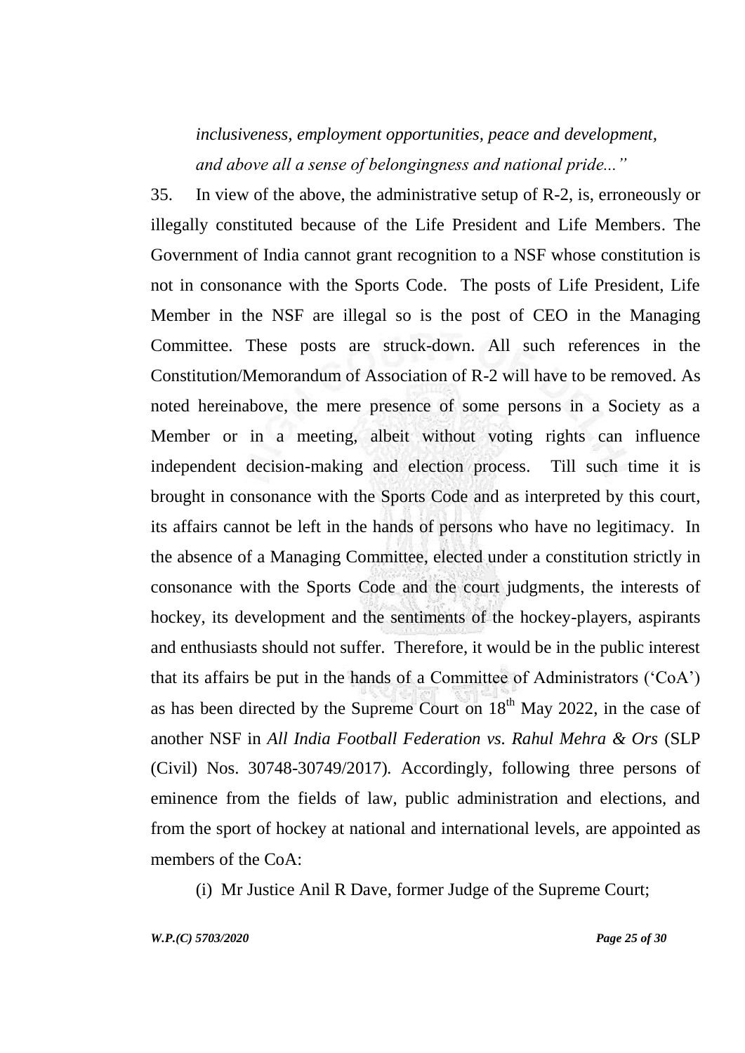*inclusiveness, employment opportunities, peace and development, and above all a sense of belongingness and national pride..."*

35. In view of the above, the administrative setup of R-2, is, erroneously or illegally constituted because of the Life President and Life Members. The Government of India cannot grant recognition to a NSF whose constitution is not in consonance with the Sports Code. The posts of Life President, Life Member in the NSF are illegal so is the post of CEO in the Managing Committee. These posts are struck-down. All such references in the Constitution/Memorandum of Association of R-2 will have to be removed. As noted hereinabove, the mere presence of some persons in a Society as a Member or in a meeting, albeit without voting rights can influence independent decision-making and election process. Till such time it is brought in consonance with the Sports Code and as interpreted by this court, its affairs cannot be left in the hands of persons who have no legitimacy. In the absence of a Managing Committee, elected under a constitution strictly in consonance with the Sports Code and the court judgments, the interests of hockey, its development and the sentiments of the hockey-players, aspirants and enthusiasts should not suffer. Therefore, it would be in the public interest that its affairs be put in the hands of a Committee of Administrators ('CoA') as has been directed by the Supreme Court on 18th May 2022, in the case of another NSF in *All India Football Federation vs. Rahul Mehra & Ors* (SLP (Civil) Nos. 30748-30749/2017). Accordingly, following three persons of eminence from the fields of law, public administration and elections, and from the sport of hockey at national and international levels, are appointed as members of the CoA:

(i) Mr Justice Anil R Dave, former Judge of the Supreme Court;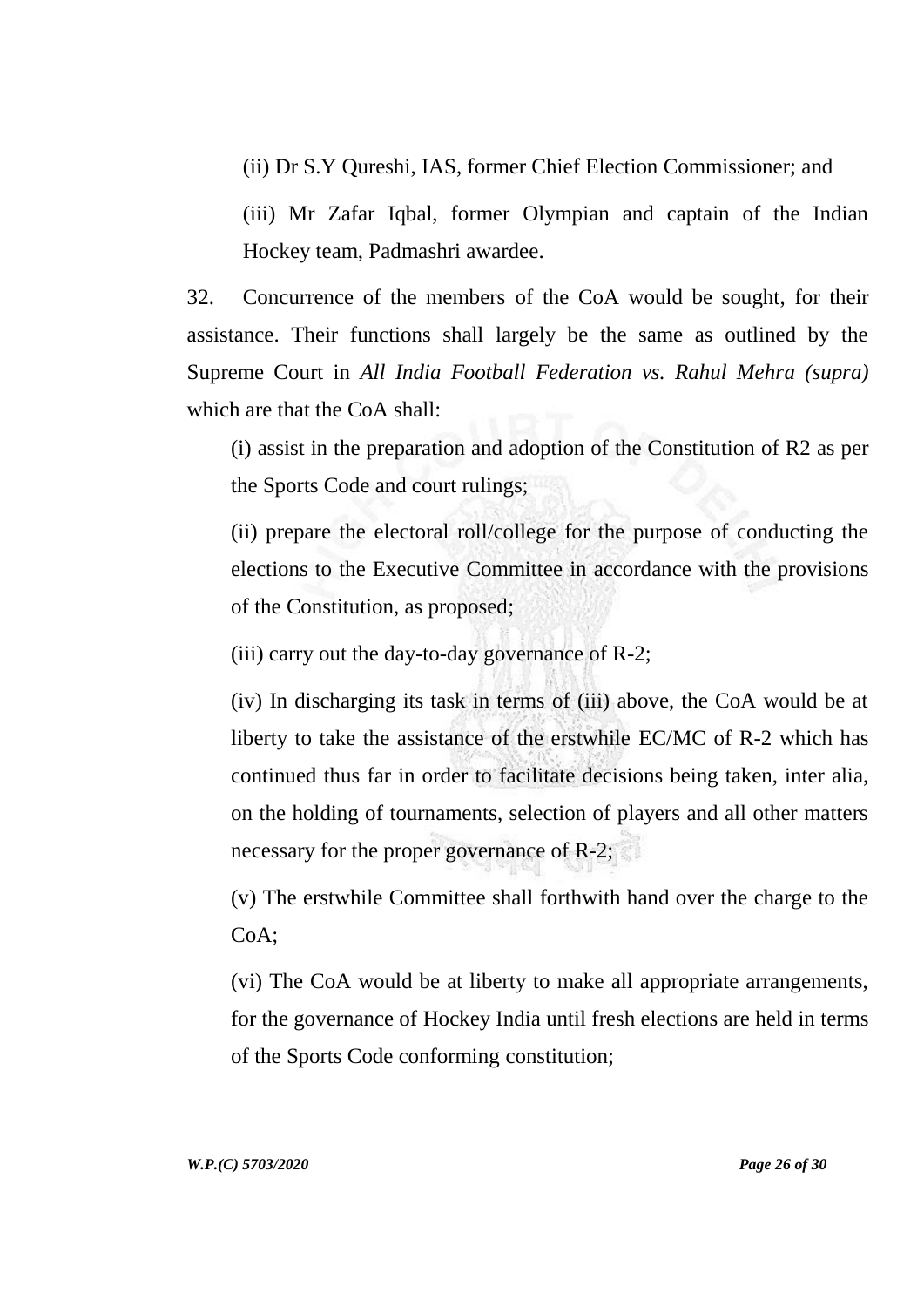(ii) Dr S.Y Qureshi, IAS, former Chief Election Commissioner; and

(iii) Mr Zafar Iqbal, former Olympian and captain of the Indian Hockey team, Padmashri awardee.

32. Concurrence of the members of the CoA would be sought, for their assistance. Their functions shall largely be the same as outlined by the Supreme Court in *All India Football Federation vs. Rahul Mehra (supra)* which are that the CoA shall:

(i) assist in the preparation and adoption of the Constitution of R2 as per the Sports Code and court rulings;

(ii) prepare the electoral roll/college for the purpose of conducting the elections to the Executive Committee in accordance with the provisions of the Constitution, as proposed;

(iii) carry out the day-to-day governance of R-2;

(iv) In discharging its task in terms of (iii) above, the CoA would be at liberty to take the assistance of the erstwhile EC/MC of R-2 which has continued thus far in order to facilitate decisions being taken, inter alia, on the holding of tournaments, selection of players and all other matters necessary for the proper governance of R-2;

(v) The erstwhile Committee shall forthwith hand over the charge to the CoA;

(vi) The CoA would be at liberty to make all appropriate arrangements, for the governance of Hockey India until fresh elections are held in terms of the Sports Code conforming constitution;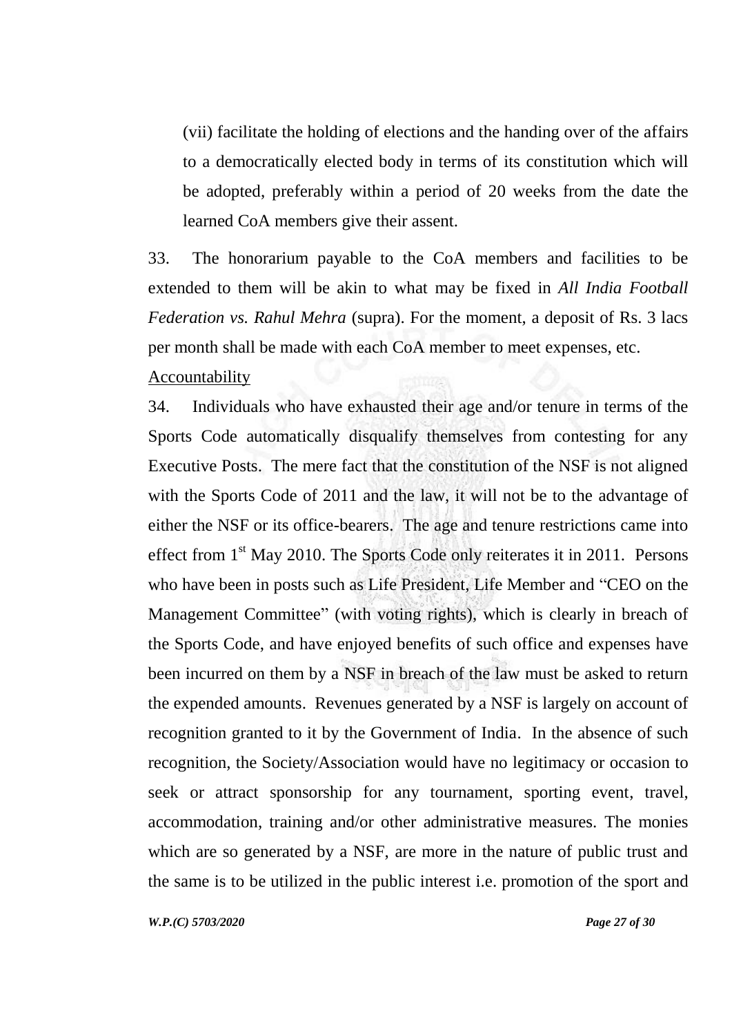(vii) facilitate the holding of elections and the handing over of the affairs to a democratically elected body in terms of its constitution which will be adopted, preferably within a period of 20 weeks from the date the learned CoA members give their assent.

33. The honorarium payable to the CoA members and facilities to be extended to them will be akin to what may be fixed in *All India Football Federation vs. Rahul Mehra* (supra). For the moment, a deposit of Rs. 3 lacs per month shall be made with each CoA member to meet expenses, etc.

Accountability

34. Individuals who have exhausted their age and/or tenure in terms of the Sports Code automatically disqualify themselves from contesting for any Executive Posts. The mere fact that the constitution of the NSF is not aligned with the Sports Code of 2011 and the law, it will not be to the advantage of either the NSF or its office-bearers. The age and tenure restrictions came into effect from 1st May 2010. The Sports Code only reiterates it in 2011. Persons who have been in posts such as Life President, Life Member and "CEO on the Management Committee" (with voting rights), which is clearly in breach of the Sports Code, and have enjoyed benefits of such office and expenses have been incurred on them by a NSF in breach of the law must be asked to return the expended amounts. Revenues generated by a NSF is largely on account of recognition granted to it by the Government of India. In the absence of such recognition, the Society/Association would have no legitimacy or occasion to seek or attract sponsorship for any tournament, sporting event, travel, accommodation, training and/or other administrative measures. The monies which are so generated by a NSF, are more in the nature of public trust and the same is to be utilized in the public interest i.e. promotion of the sport and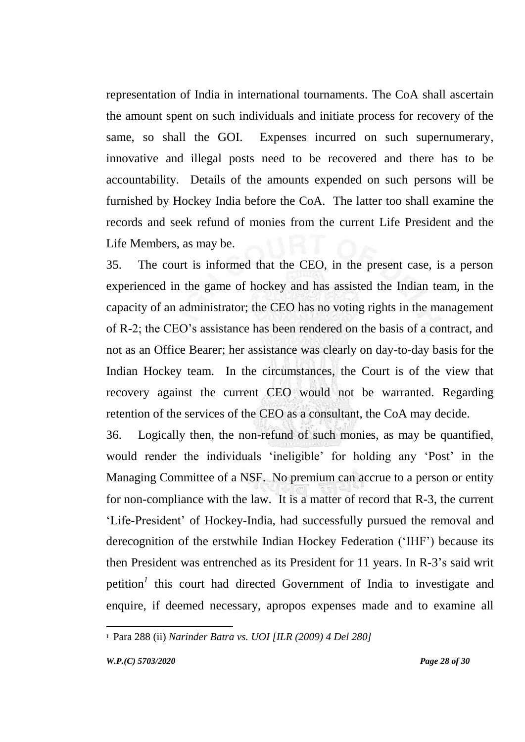representation of India in international tournaments. The CoA shall ascertain the amount spent on such individuals and initiate process for recovery of the same, so shall the GOI. Expenses incurred on such supernumerary, innovative and illegal posts need to be recovered and there has to be accountability. Details of the amounts expended on such persons will be furnished by Hockey India before the CoA. The latter too shall examine the records and seek refund of monies from the current Life President and the Life Members, as may be.

35. The court is informed that the CEO, in the present case, is a person experienced in the game of hockey and has assisted the Indian team, in the capacity of an administrator; the CEO has no voting rights in the management of R-2; the CEO's assistance has been rendered on the basis of a contract, and not as an Office Bearer; her assistance was clearly on day-to-day basis for the Indian Hockey team. In the circumstances, the Court is of the view that recovery against the current CEO would not be warranted. Regarding retention of the services of the CEO as a consultant, the CoA may decide.

36. Logically then, the non-refund of such monies, as may be quantified, would render the individuals 'ineligible' for holding any 'Post' in the Managing Committee of a NSF. No premium can accrue to a person or entity for non-compliance with the law. It is a matter of record that R-3, the current 'Life-President' of Hockey-India, had successfully pursued the removal and derecognition of the erstwhile Indian Hockey Federation ('IHF') because its then President was entrenched as its President for 11 years. In R-3's said writ petition[1] this court had directed Government of India to investigate and enquire, if deemed necessary, apropos expenses made and to examine all

---

[1] Para 288 (ii) *Narinder Batra vs. UOI [ILR (2009) 4 Del 280]*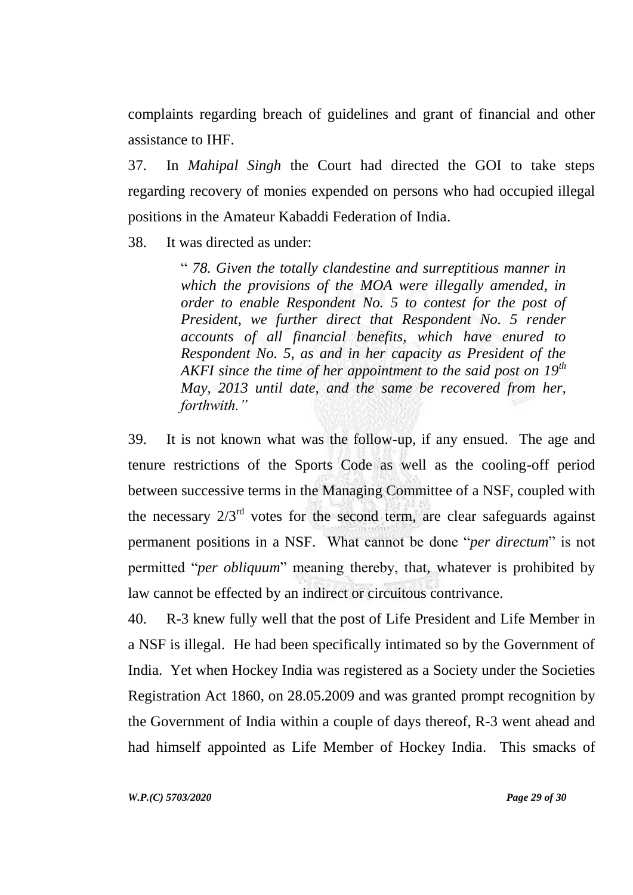complaints regarding breach of guidelines and grant of financial and other assistance to IHF.

37. In *Mahipal Singh* the Court had directed the GOI to take steps regarding recovery of monies expended on persons who had occupied illegal positions in the Amateur Kabaddi Federation of India.

38. It was directed as under:

> " *78. Given the totally clandestine and surreptitious manner in which the provisions of the MOA were illegally amended, in order to enable Respondent No. 5 to contest for the post of President, we further direct that Respondent No. 5 render accounts of all financial benefits, which have enured to Respondent No. 5, as and in her capacity as President of the AKFI since the time of her appointment to the said post on 19th May, 2013 until date, and the same be recovered from her, forthwith."*

39. It is not known what was the follow-up, if any ensued. The age and tenure restrictions of the Sports Code as well as the cooling-off period between successive terms in the Managing Committee of a NSF, coupled with the necessary 2/3rd votes for the second term, are clear safeguards against permanent positions in a NSF. What cannot be done "*per directum*" is not permitted "*per obliquum*" meaning thereby, that, whatever is prohibited by law cannot be effected by an indirect or circuitous contrivance.

40. R-3 knew fully well that the post of Life President and Life Member in a NSF is illegal. He had been specifically intimated so by the Government of India. Yet when Hockey India was registered as a Society under the Societies Registration Act 1860, on 28.05.2009 and was granted prompt recognition by the Government of India within a couple of days thereof, R-3 went ahead and had himself appointed as Life Member of Hockey India. This smacks of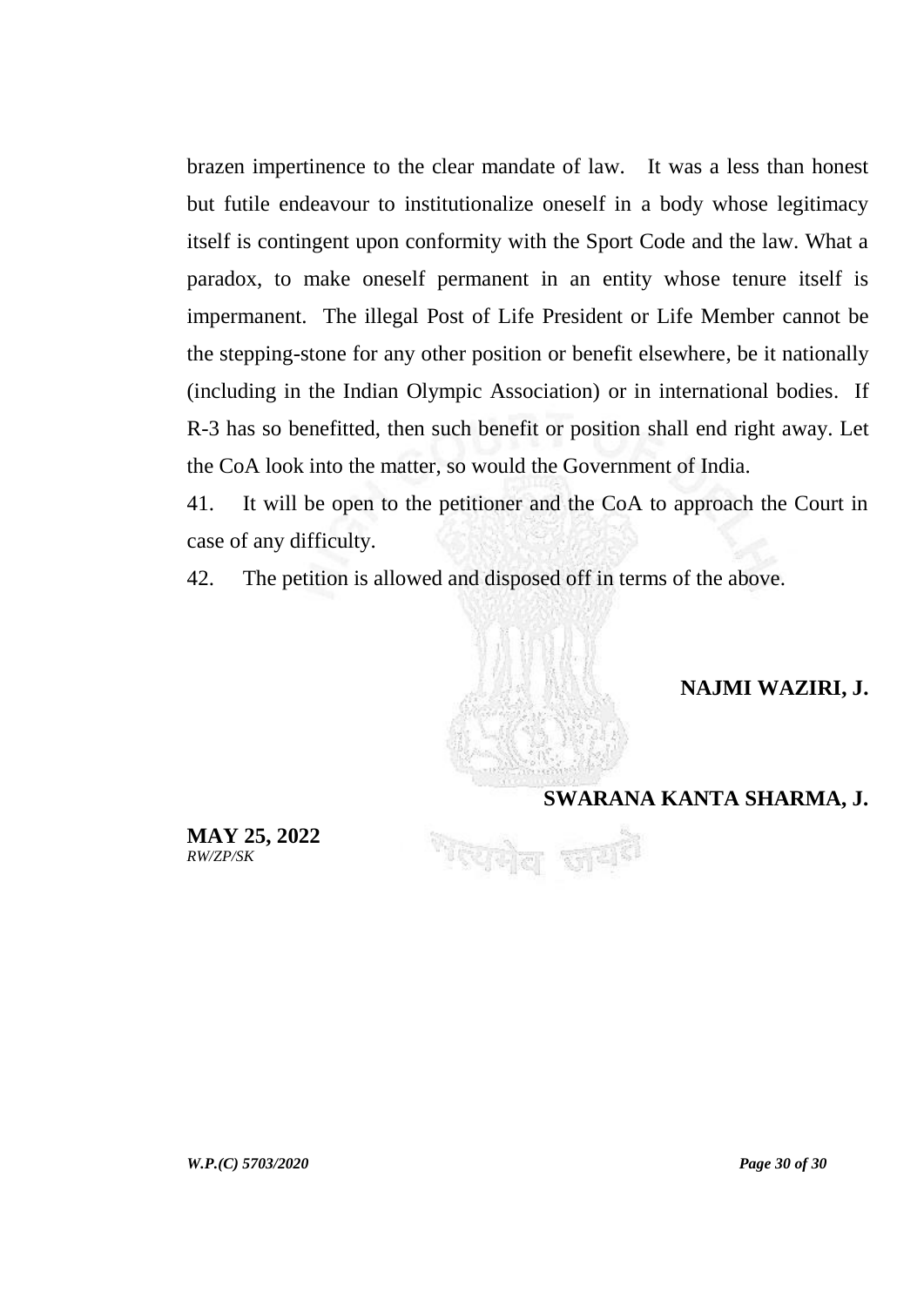brazen impertinence to the clear mandate of law. It was a less than honest but futile endeavour to institutionalize oneself in a body whose legitimacy itself is contingent upon conformity with the Sport Code and the law. What a paradox, to make oneself permanent in an entity whose tenure itself is impermanent. The illegal Post of Life President or Life Member cannot be the stepping-stone for any other position or benefit elsewhere, be it nationally (including in the Indian Olympic Association) or in international bodies. If R-3 has so benefitted, then such benefit or position shall end right away. Let the CoA look into the matter, so would the Government of India.

41. It will be open to the petitioner and the CoA to approach the Court in case of any difficulty.

42. The petition is allowed and disposed off in terms of the above.

**NAJMI WAZIRI, J.**

**SWARANA KANTA SHARMA, J.**

**MAY 25, 2022**
*RW/ZP/SK*